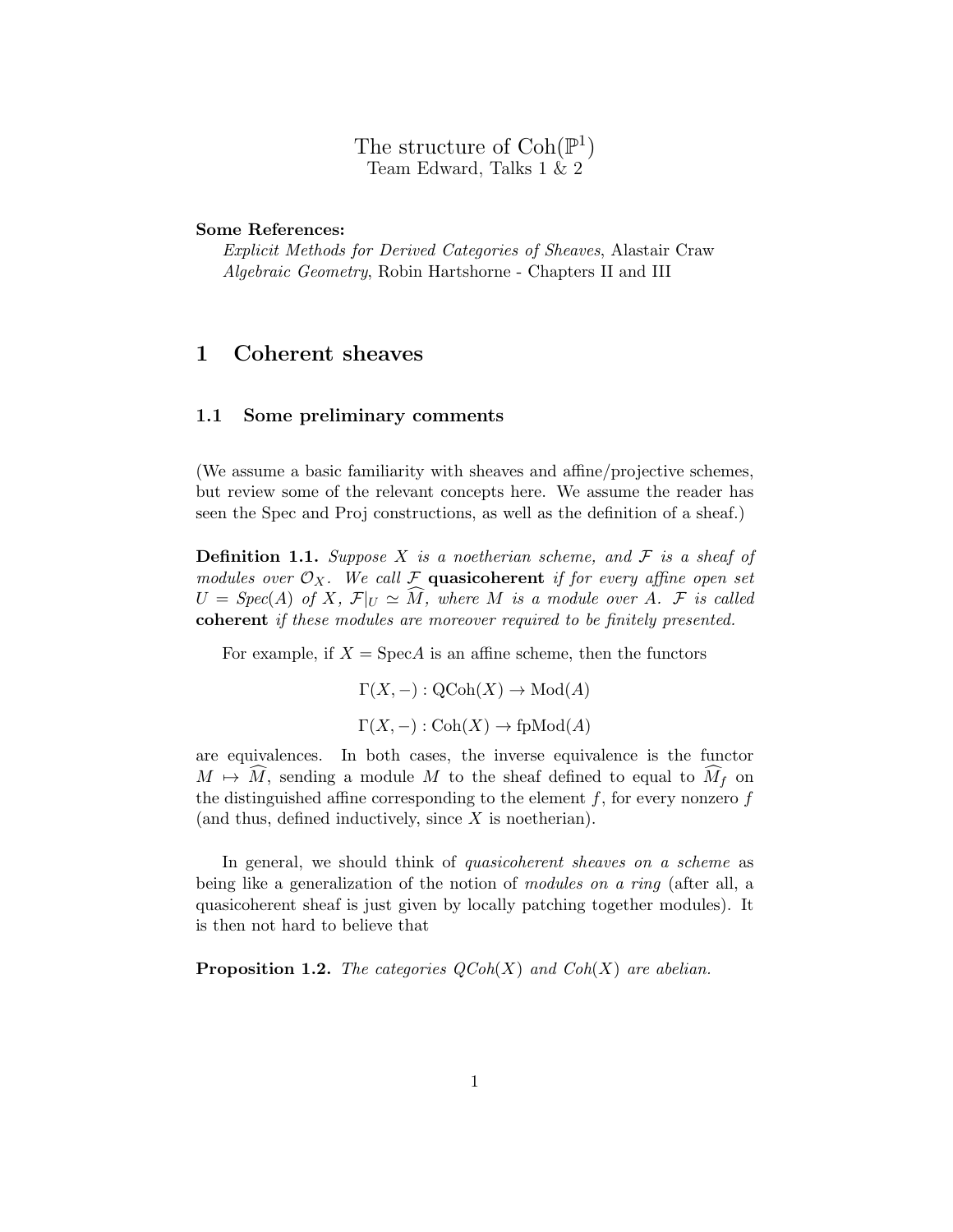# The structure of Coh($\mathbb{P}^1$)

Team Edward, Talks 1 & 2

**Some References:**

*Explicit Methods for Derived Categories of Sheaves*, Alastair Craw
*Algebraic Geometry*, Robin Hartshorne - Chapters II and III

## 1 Coherent sheaves

### 1.1 Some preliminary comments

(We assume a basic familiarity with sheaves and affine/projective schemes, but review some of the relevant concepts here. We assume the reader has seen the Spec and Proj constructions, as well as the definition of a sheaf.)

**Definition 1.1.** *Suppose $X$ is a noetherian scheme, and $\mathcal{F}$ is a sheaf of modules over $\mathcal{O}_X$. We call $\mathcal{F}$* **quasicoherent** *if for every affine open set $U = Spec(A)$ of $X$, $\mathcal{F}|_U \simeq \widehat{M}$, where $M$ is a module over $A$. $\mathcal{F}$ is called* **coherent** *if these modules are moreover required to be finitely presented.*

For example, if $X = \mathrm{Spec}A$ is an affine scheme, then the functors

$$\Gamma(X, -) : \mathrm{QCoh}(X) \to \mathrm{Mod}(A)$$

$$\Gamma(X, -) : \mathrm{Coh}(X) \to \mathrm{fpMod}(A)$$

are equivalences. In both cases, the inverse equivalence is the functor $M \mapsto \widehat{M}$, sending a module $M$ to the sheaf defined to equal to $\widehat{M_f}$ on the distinguished affine corresponding to the element $f$, for every nonzero $f$ (and thus, defined inductively, since $X$ is noetherian).

In general, we should think of *quasicoherent sheaves on a scheme* as being like a generalization of the notion of *modules on a ring* (after all, a quasicoherent sheaf is just given by locally patching together modules). It is then not hard to believe that

**Proposition 1.2.** *The categories QCoh($X$) and Coh($X$) are abelian.*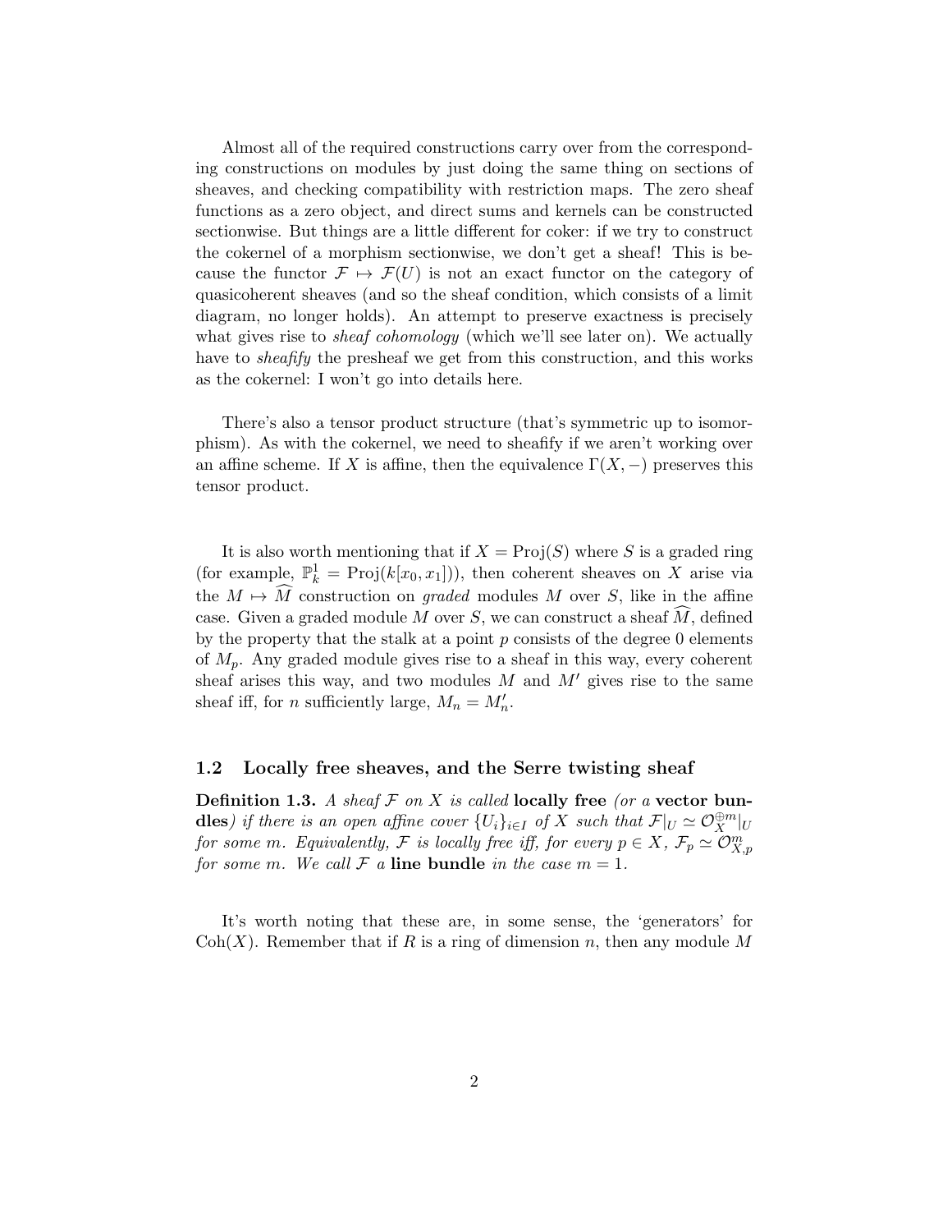Almost all of the required constructions carry over from the corresponding constructions on modules by just doing the same thing on sections of sheaves, and checking compatibility with restriction maps. The zero sheaf functions as a zero object, and direct sums and kernels can be constructed sectionwise. But things are a little different for coker: if we try to construct the cokernel of a morphism sectionwise, we don't get a sheaf! This is because the functor $\mathcal{F} \mapsto \mathcal{F}(U)$ is not an exact functor on the category of quasicoherent sheaves (and so the sheaf condition, which consists of a limit diagram, no longer holds). An attempt to preserve exactness is precisely what gives rise to *sheaf cohomology* (which we'll see later on). We actually have to *sheafify* the presheaf we get from this construction, and this works as the cokernel: I won't go into details here.

There's also a tensor product structure (that's symmetric up to isomorphism). As with the cokernel, we need to sheafify if we aren't working over an affine scheme. If $X$ is affine, then the equivalence $\Gamma(X, -)$ preserves this tensor product.

It is also worth mentioning that if $X = \mathrm{Proj}(S)$ where $S$ is a graded ring (for example, $\mathbb{P}^1_k = \mathrm{Proj}(k[x_0, x_1])$), then coherent sheaves on $X$ arise via the $M \mapsto \widehat{M}$ construction on *graded* modules $M$ over $S$, like in the affine case. Given a graded module $M$ over $S$, we can construct a sheaf $\widehat{M}$, defined by the property that the stalk at a point $p$ consists of the degree 0 elements of $M_p$. Any graded module gives rise to a sheaf in this way, every coherent sheaf arises this way, and two modules $M$ and $M'$ gives rise to the same sheaf iff, for $n$ sufficiently large, $M_n = M'_n$.

### 1.2 Locally free sheaves, and the Serre twisting sheaf

**Definition 1.3.** *A sheaf $\mathcal{F}$ on $X$ is called* **locally free** *(or a* **vector bundles***) if there is an open affine cover $\{U_i\}_{i \in I}$ of $X$ such that $\mathcal{F}|_U \simeq \mathcal{O}_X^{\oplus m}|_U$ for some $m$. Equivalently, $\mathcal{F}$ is locally free iff, for every $p \in X$, $\mathcal{F}_p \simeq \mathcal{O}^m_{X,p}$ for some $m$. We call $\mathcal{F}$ a* **line bundle** *in the case $m = 1$.*

It's worth noting that these are, in some sense, the 'generators' for $\mathrm{Coh}(X)$. Remember that if $R$ is a ring of dimension $n$, then any module $M$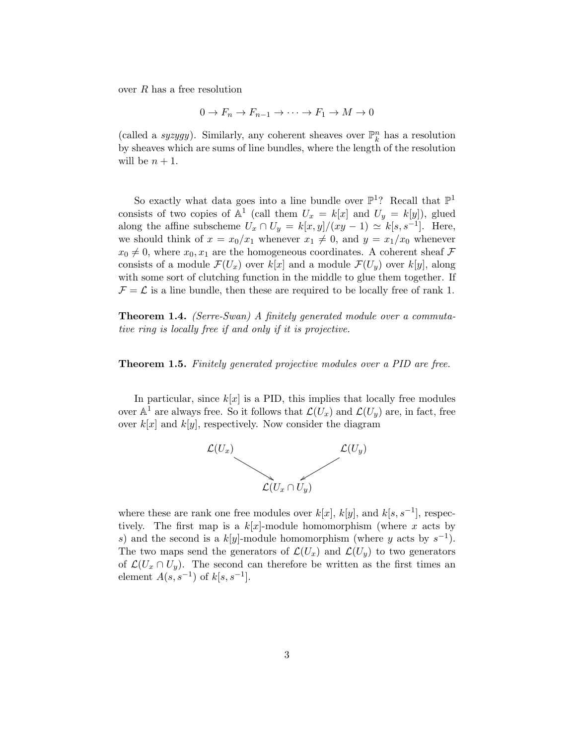over $R$ has a free resolution

$$0 \to F_n \to F_{n-1} \to \cdots \to F_1 \to M \to 0$$

(called a *syzygy*). Similarly, any coherent sheaves over $\mathbb{P}^n_k$ has a resolution by sheaves which are sums of line bundles, where the length of the resolution will be $n + 1$.

So exactly what data goes into a line bundle over $\mathbb{P}^1$? Recall that $\mathbb{P}^1$ consists of two copies of $\mathbb{A}^1$ (call them $U_x = k[x]$ and $U_y = k[y]$), glued along the affine subscheme $U_x \cap U_y = k[x, y]/(xy - 1) \simeq k[s, s^{-1}]$. Here, we should think of $x = x_0/x_1$ whenever $x_1 \neq 0$, and $y = x_1/x_0$ whenever $x_0 \neq 0$, where $x_0, x_1$ are the homogeneous coordinates. A coherent sheaf $\mathcal{F}$ consists of a module $\mathcal{F}(U_x)$ over $k[x]$ and a module $\mathcal{F}(U_y)$ over $k[y]$, along with some sort of clutching function in the middle to glue them together. If $\mathcal{F} = \mathcal{L}$ is a line bundle, then these are required to be locally free of rank 1.

**Theorem 1.4.** *(Serre-Swan) A finitely generated module over a commutative ring is locally free if and only if it is projective.*

**Theorem 1.5.** *Finitely generated projective modules over a PID are free.*

In particular, since $k[x]$ is a PID, this implies that locally free modules over $\mathbb{A}^1$ are always free. So it follows that $\mathcal{L}(U_x)$ and $\mathcal{L}(U_y)$ are, in fact, free over $k[x]$ and $k[y]$, respectively. Now consider the diagram

$$\mathcal{L}(U_x) \longrightarrow \mathcal{L}(U_x \cap U_y) \longleftarrow \mathcal{L}(U_y)$$

where these are rank one free modules over $k[x]$, $k[y]$, and $k[s, s^{-1}]$, respectively. The first map is a $k[x]$-module homomorphism (where $x$ acts by $s$) and the second is a $k[y]$-module homomorphism (where $y$ acts by $s^{-1}$). The two maps send the generators of $\mathcal{L}(U_x)$ and $\mathcal{L}(U_y)$ to two generators of $\mathcal{L}(U_x \cap U_y)$. The second can therefore be written as the first times an element $A(s, s^{-1})$ of $k[s, s^{-1}]$.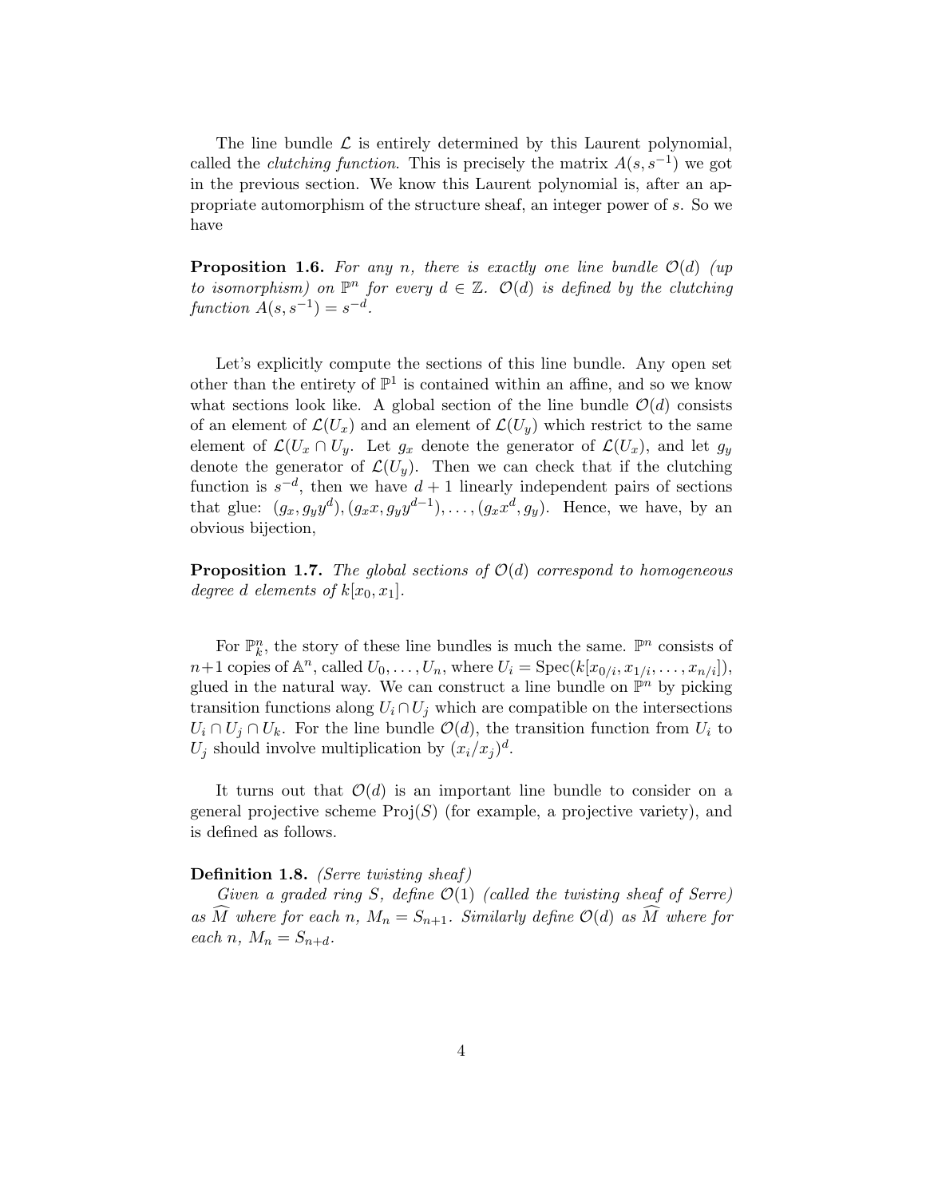The line bundle $\mathcal{L}$ is entirely determined by this Laurent polynomial, called the *clutching function*. This is precisely the matrix $A(s, s^{-1})$ we got in the previous section. We know this Laurent polynomial is, after an appropriate automorphism of the structure sheaf, an integer power of $s$. So we have

**Proposition 1.6.** *For any $n$, there is exactly one line bundle $\mathcal{O}(d)$ (up to isomorphism) on $\mathbb{P}^n$ for every $d \in \mathbb{Z}$. $\mathcal{O}(d)$ is defined by the clutching function $A(s, s^{-1}) = s^{-d}$.*

Let's explicitly compute the sections of this line bundle. Any open set other than the entirety of $\mathbb{P}^1$ is contained within an affine, and so we know what sections look like. A global section of the line bundle $\mathcal{O}(d)$ consists of an element of $\mathcal{L}(U_x)$ and an element of $\mathcal{L}(U_y)$ which restrict to the same element of $\mathcal{L}(U_x \cap U_y$. Let $g_x$ denote the generator of $\mathcal{L}(U_x)$, and let $g_y$ denote the generator of $\mathcal{L}(U_y)$. Then we can check that if the clutching function is $s^{-d}$, then we have $d+1$ linearly independent pairs of sections that glue: $(g_x, g_y y^d), (g_x x, g_y y^{d-1}), \ldots, (g_x x^d, g_y)$. Hence, we have, by an obvious bijection,

**Proposition 1.7.** *The global sections of $\mathcal{O}(d)$ correspond to homogeneous degree $d$ elements of $k[x_0, x_1]$.*

For $\mathbb{P}^n_k$, the story of these line bundles is much the same. $\mathbb{P}^n$ consists of $n+1$ copies of $\mathbb{A}^n$, called $U_0, \ldots, U_n$, where $U_i = \text{Spec}(k[x_{0/i}, x_{1/i}, \ldots, x_{n/i}])$, glued in the natural way. We can construct a line bundle on $\mathbb{P}^n$ by picking transition functions along $U_i \cap U_j$ which are compatible on the intersections $U_i \cap U_j \cap U_k$. For the line bundle $\mathcal{O}(d)$, the transition function from $U_i$ to $U_j$ should involve multiplication by $(x_i/x_j)^d$.

It turns out that $\mathcal{O}(d)$ is an important line bundle to consider on a general projective scheme $\text{Proj}(S)$ (for example, a projective variety), and is defined as follows.

**Definition 1.8.** *(Serre twisting sheaf)*
*Given a graded ring $S$, define $\mathcal{O}(1)$ (called the twisting sheaf of Serre) as $\widehat{M}$ where for each $n$, $M_n = S_{n+1}$. Similarly define $\mathcal{O}(d)$ as $\widehat{M}$ where for each $n$, $M_n = S_{n+d}$.*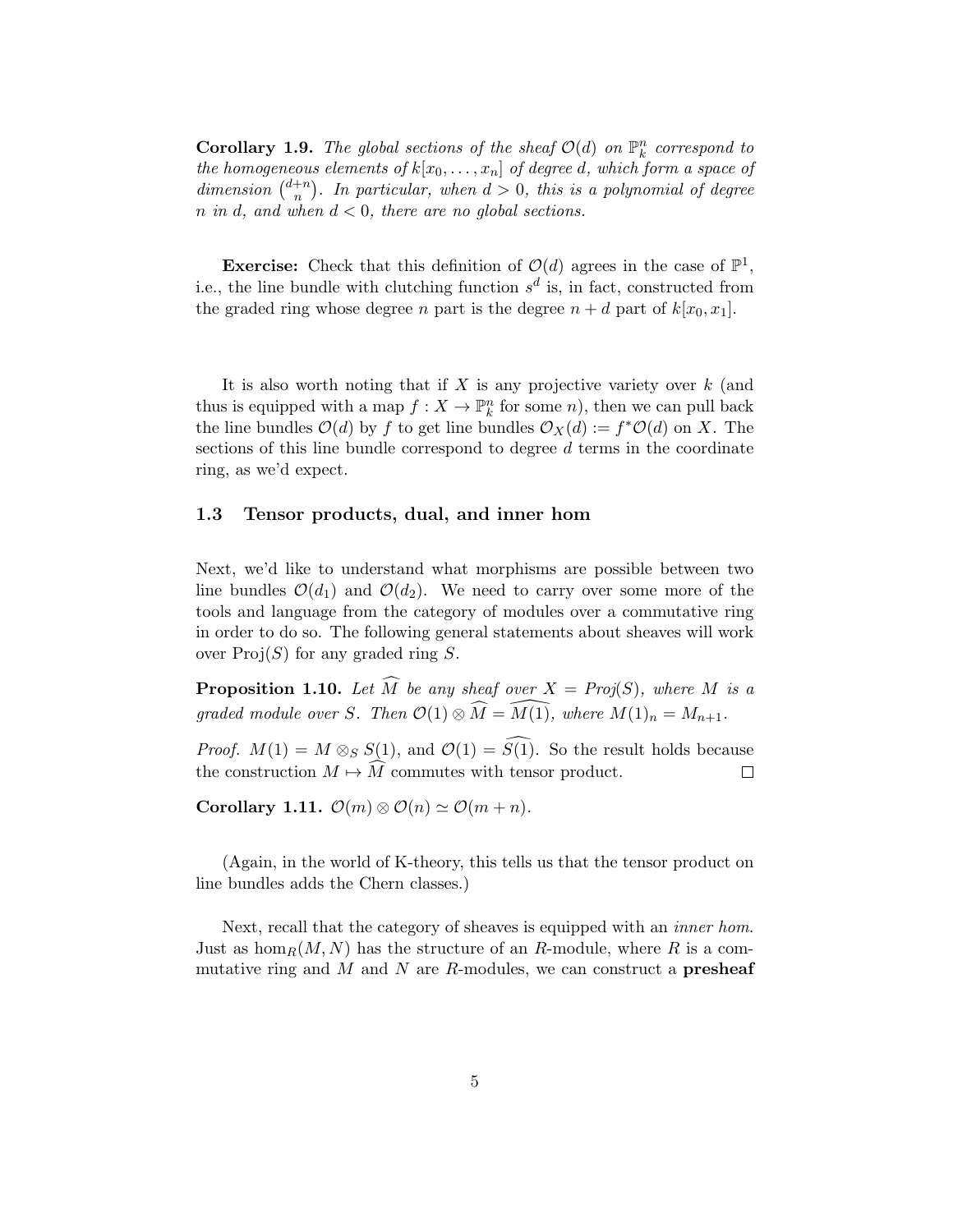**Corollary 1.9.** *The global sections of the sheaf $\mathcal{O}(d)$ on $\mathbb{P}^n_k$ correspond to the homogeneous elements of $k[x_0, \ldots, x_n]$ of degree $d$, which form a space of dimension $\binom{d+n}{n}$. In particular, when $d > 0$, this is a polynomial of degree $n$ in $d$, and when $d < 0$, there are no global sections.*

**Exercise:** Check that this definition of $\mathcal{O}(d)$ agrees in the case of $\mathbb{P}^1$, i.e., the line bundle with clutching function $s^d$ is, in fact, constructed from the graded ring whose degree $n$ part is the degree $n + d$ part of $k[x_0, x_1]$.

It is also worth noting that if $X$ is any projective variety over $k$ (and thus is equipped with a map $f : X \to \mathbb{P}^n_k$ for some $n$), then we can pull back the line bundles $\mathcal{O}(d)$ by $f$ to get line bundles $\mathcal{O}_X(d) := f^*\mathcal{O}(d)$ on $X$. The sections of this line bundle correspond to degree $d$ terms in the coordinate ring, as we'd expect.

## 1.3 Tensor products, dual, and inner hom

Next, we'd like to understand what morphisms are possible between two line bundles $\mathcal{O}(d_1)$ and $\mathcal{O}(d_2)$. We need to carry over some more of the tools and language from the category of modules over a commutative ring in order to do so. The following general statements about sheaves will work over $\text{Proj}(S)$ for any graded ring $S$.

**Proposition 1.10.** *Let $\widehat{M}$ be any sheaf over $X = \text{Proj}(S)$, where $M$ is a graded module over $S$. Then $\mathcal{O}(1) \otimes \widehat{M} = \widehat{M(1)}$, where $M(1)_n = M_{n+1}$.*

*Proof.* $M(1) = M \otimes_S S(1)$, and $\mathcal{O}(1) = \widehat{S(1)}$. So the result holds because the construction $M \mapsto \widehat{M}$ commutes with tensor product. $\square$

**Corollary 1.11.** $\mathcal{O}(m) \otimes \mathcal{O}(n) \simeq \mathcal{O}(m + n)$.

(Again, in the world of K-theory, this tells us that the tensor product on line bundles adds the Chern classes.)

Next, recall that the category of sheaves is equipped with an *inner hom*. Just as $\hom_R(M, N)$ has the structure of an $R$-module, where $R$ is a commutative ring and $M$ and $N$ are $R$-modules, we can construct a **presheaf**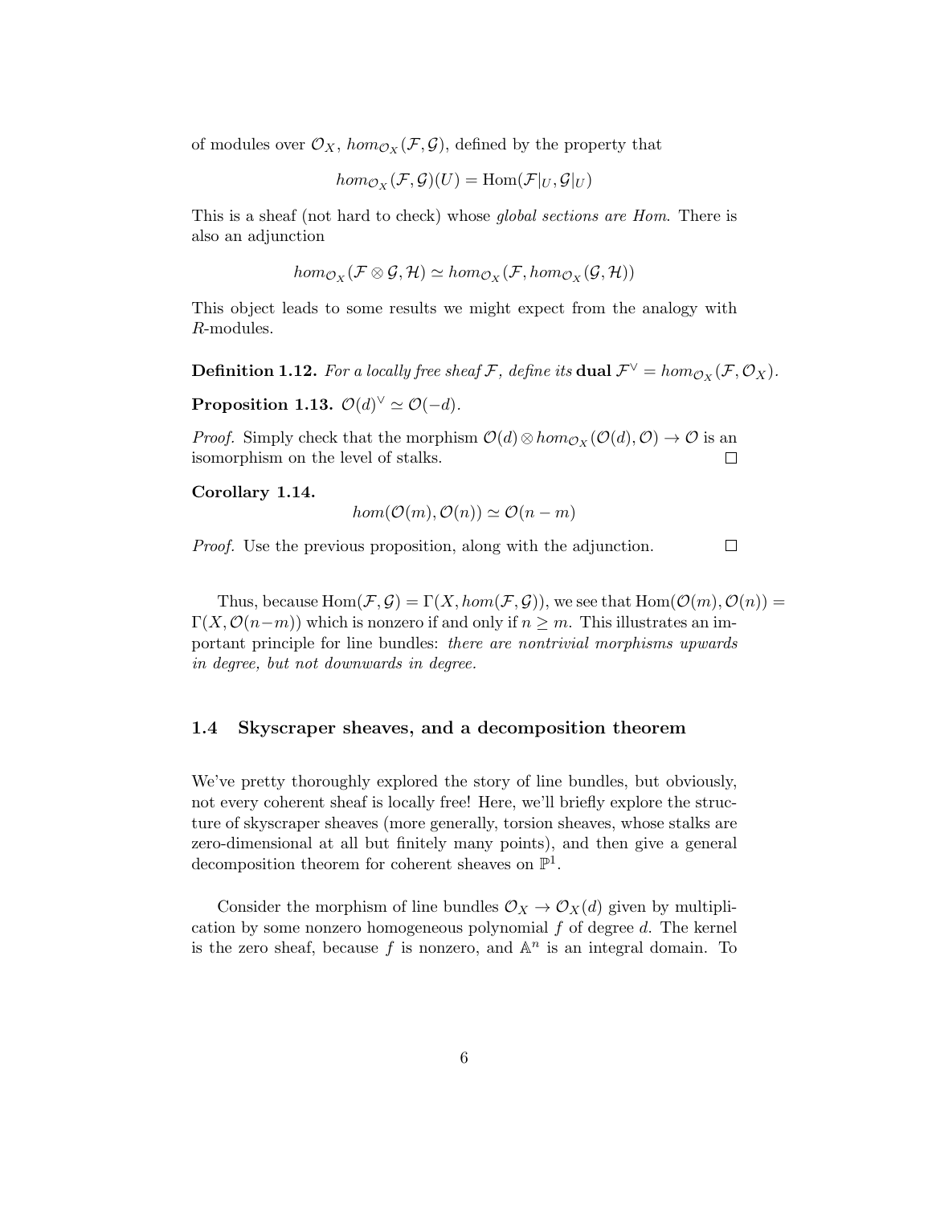of modules over $\mathcal{O}_X$, $hom_{\mathcal{O}_X}(\mathcal{F}, \mathcal{G})$, defined by the property that

$$hom_{\mathcal{O}_X}(\mathcal{F}, \mathcal{G})(U) = \mathrm{Hom}(\mathcal{F}|_U, \mathcal{G}|_U)$$

This is a sheaf (not hard to check) whose *global sections are Hom*. There is also an adjunction

$$hom_{\mathcal{O}_X}(\mathcal{F} \otimes \mathcal{G}, \mathcal{H}) \simeq hom_{\mathcal{O}_X}(\mathcal{F}, hom_{\mathcal{O}_X}(\mathcal{G}, \mathcal{H}))$$

This object leads to some results we might expect from the analogy with $R$-modules.

**Definition 1.12.** *For a locally free sheaf $\mathcal{F}$, define its* **dual** $\mathcal{F}^\vee = hom_{\mathcal{O}_X}(\mathcal{F}, \mathcal{O}_X)$.

**Proposition 1.13.** $\mathcal{O}(d)^\vee \simeq \mathcal{O}(-d)$.

*Proof.* Simply check that the morphism $\mathcal{O}(d) \otimes hom_{\mathcal{O}_X}(\mathcal{O}(d), \mathcal{O}) \to \mathcal{O}$ is an isomorphism on the level of stalks. ∎

**Corollary 1.14.**

$$hom(\mathcal{O}(m), \mathcal{O}(n)) \simeq \mathcal{O}(n - m)$$

*Proof.* Use the previous proposition, along with the adjunction. ∎

Thus, because $\mathrm{Hom}(\mathcal{F}, \mathcal{G}) = \Gamma(X, hom(\mathcal{F}, \mathcal{G}))$, we see that $\mathrm{Hom}(\mathcal{O}(m), \mathcal{O}(n)) = \Gamma(X, \mathcal{O}(n-m))$ which is nonzero if and only if $n \geq m$. This illustrates an important principle for line bundles: *there are nontrivial morphisms upwards in degree, but not downwards in degree.*

### 1.4 Skyscraper sheaves, and a decomposition theorem

We've pretty thoroughly explored the story of line bundles, but obviously, not every coherent sheaf is locally free! Here, we'll briefly explore the structure of skyscraper sheaves (more generally, torsion sheaves, whose stalks are zero-dimensional at all but finitely many points), and then give a general decomposition theorem for coherent sheaves on $\mathbb{P}^1$.

Consider the morphism of line bundles $\mathcal{O}_X \to \mathcal{O}_X(d)$ given by multiplication by some nonzero homogeneous polynomial $f$ of degree $d$. The kernel is the zero sheaf, because $f$ is nonzero, and $\mathbb{A}^n$ is an integral domain. To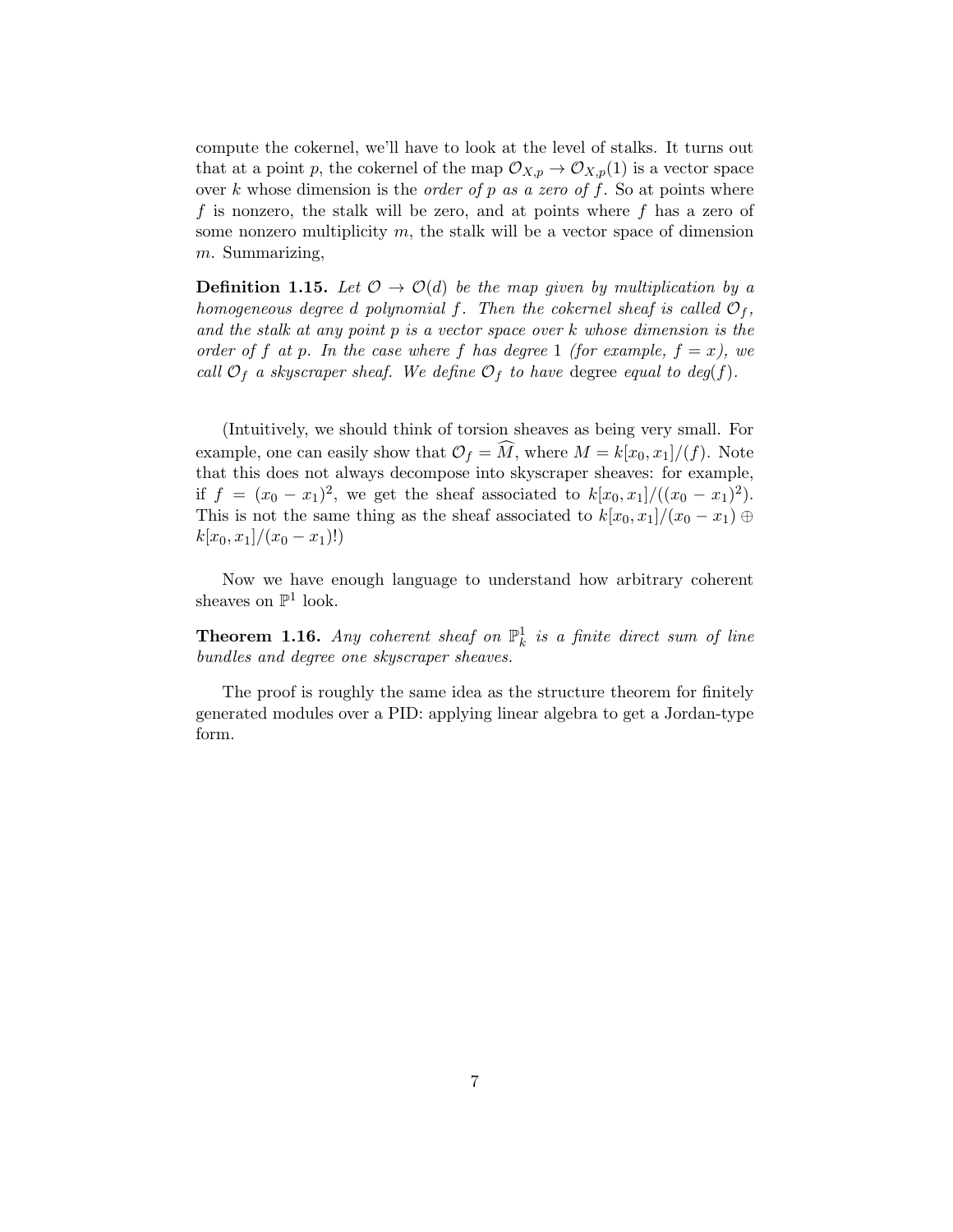compute the cokernel, we'll have to look at the level of stalks. It turns out that at a point $p$, the cokernel of the map $\mathcal{O}_{X,p} \to \mathcal{O}_{X,p}(1)$ is a vector space over $k$ whose dimension is the *order of $p$ as a zero of $f$*. So at points where $f$ is nonzero, the stalk will be zero, and at points where $f$ has a zero of some nonzero multiplicity $m$, the stalk will be a vector space of dimension $m$. Summarizing,

**Definition 1.15.** *Let $\mathcal{O} \to \mathcal{O}(d)$ be the map given by multiplication by a homogeneous degree $d$ polynomial $f$. Then the cokernel sheaf is called $\mathcal{O}_f$, and the stalk at any point $p$ is a vector space over $k$ whose dimension is the order of $f$ at $p$. In the case where $f$ has degree 1 (for example, $f = x$), we call $\mathcal{O}_f$ a skyscraper sheaf. We define $\mathcal{O}_f$ to have* degree *equal to $deg(f)$.*

(Intuitively, we should think of torsion sheaves as being very small. For example, one can easily show that $\mathcal{O}_f = \widehat{M}$, where $M = k[x_0, x_1]/(f)$. Note that this does not always decompose into skyscraper sheaves: for example, if $f = (x_0 - x_1)^2$, we get the sheaf associated to $k[x_0, x_1]/((x_0 - x_1)^2)$. This is not the same thing as the sheaf associated to $k[x_0, x_1]/(x_0 - x_1) \oplus k[x_0, x_1]/(x_0 - x_1)$!)

Now we have enough language to understand how arbitrary coherent sheaves on $\mathbb{P}^1$ look.

**Theorem 1.16.** *Any coherent sheaf on $\mathbb{P}^1_k$ is a finite direct sum of line bundles and degree one skyscraper sheaves.*

The proof is roughly the same idea as the structure theorem for finitely generated modules over a PID: applying linear algebra to get a Jordan-type form.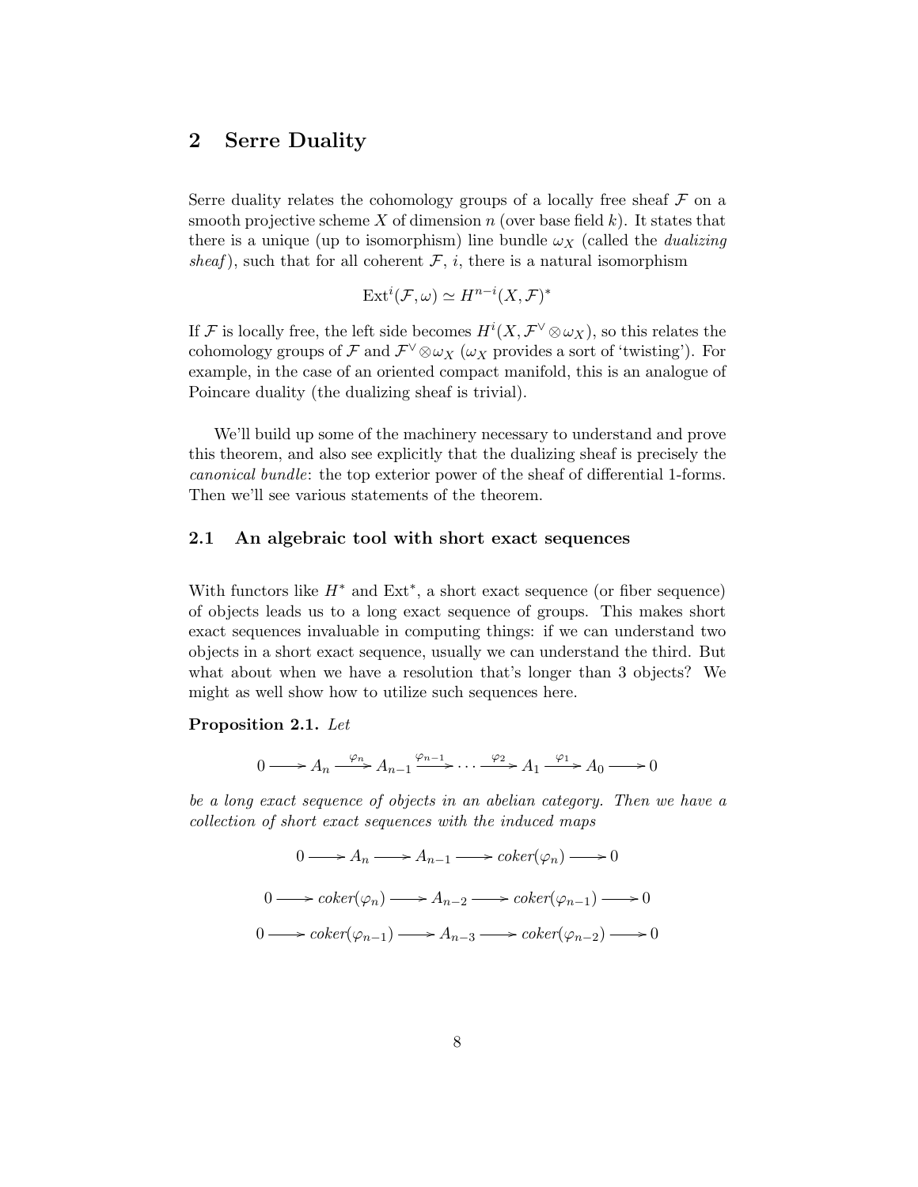## 2 Serre Duality

Serre duality relates the cohomology groups of a locally free sheaf $\mathcal{F}$ on a smooth projective scheme $X$ of dimension $n$ (over base field $k$). It states that there is a unique (up to isomorphism) line bundle $\omega_X$ (called the *dualizing sheaf*), such that for all coherent $\mathcal{F}$, $i$, there is a natural isomorphism

$$\text{Ext}^i(\mathcal{F}, \omega) \simeq H^{n-i}(X, \mathcal{F})^*$$

If $\mathcal{F}$ is locally free, the left side becomes $H^i(X, \mathcal{F}^\vee \otimes \omega_X)$, so this relates the cohomology groups of $\mathcal{F}$ and $\mathcal{F}^\vee \otimes \omega_X$ ($\omega_X$ provides a sort of 'twisting'). For example, in the case of an oriented compact manifold, this is an analogue of Poincare duality (the dualizing sheaf is trivial).

We'll build up some of the machinery necessary to understand and prove this theorem, and also see explicitly that the dualizing sheaf is precisely the *canonical bundle*: the top exterior power of the sheaf of differential 1-forms. Then we'll see various statements of the theorem.

### 2.1 An algebraic tool with short exact sequences

With functors like $H^*$ and $\text{Ext}^*$, a short exact sequence (or fiber sequence) of objects leads us to a long exact sequence of groups. This makes short exact sequences invaluable in computing things: if we can understand two objects in a short exact sequence, usually we can understand the third. But what about when we have a resolution that's longer than 3 objects? We might as well show how to utilize such sequences here.

**Proposition 2.1.** *Let*

$$0 \longrightarrow A_n \xrightarrow{\varphi_n} A_{n-1} \xrightarrow{\varphi_{n-1}} \cdots \xrightarrow{\varphi_2} A_1 \xrightarrow{\varphi_1} A_0 \longrightarrow 0$$

*be a long exact sequence of objects in an abelian category. Then we have a collection of short exact sequences with the induced maps*

$$0 \longrightarrow A_n \longrightarrow A_{n-1} \longrightarrow \mathit{coker}(\varphi_n) \longrightarrow 0$$

$$0 \longrightarrow \mathit{coker}(\varphi_n) \longrightarrow A_{n-2} \longrightarrow \mathit{coker}(\varphi_{n-1}) \longrightarrow 0$$

$$0 \longrightarrow \mathit{coker}(\varphi_{n-1}) \longrightarrow A_{n-3} \longrightarrow \mathit{coker}(\varphi_{n-2}) \longrightarrow 0$$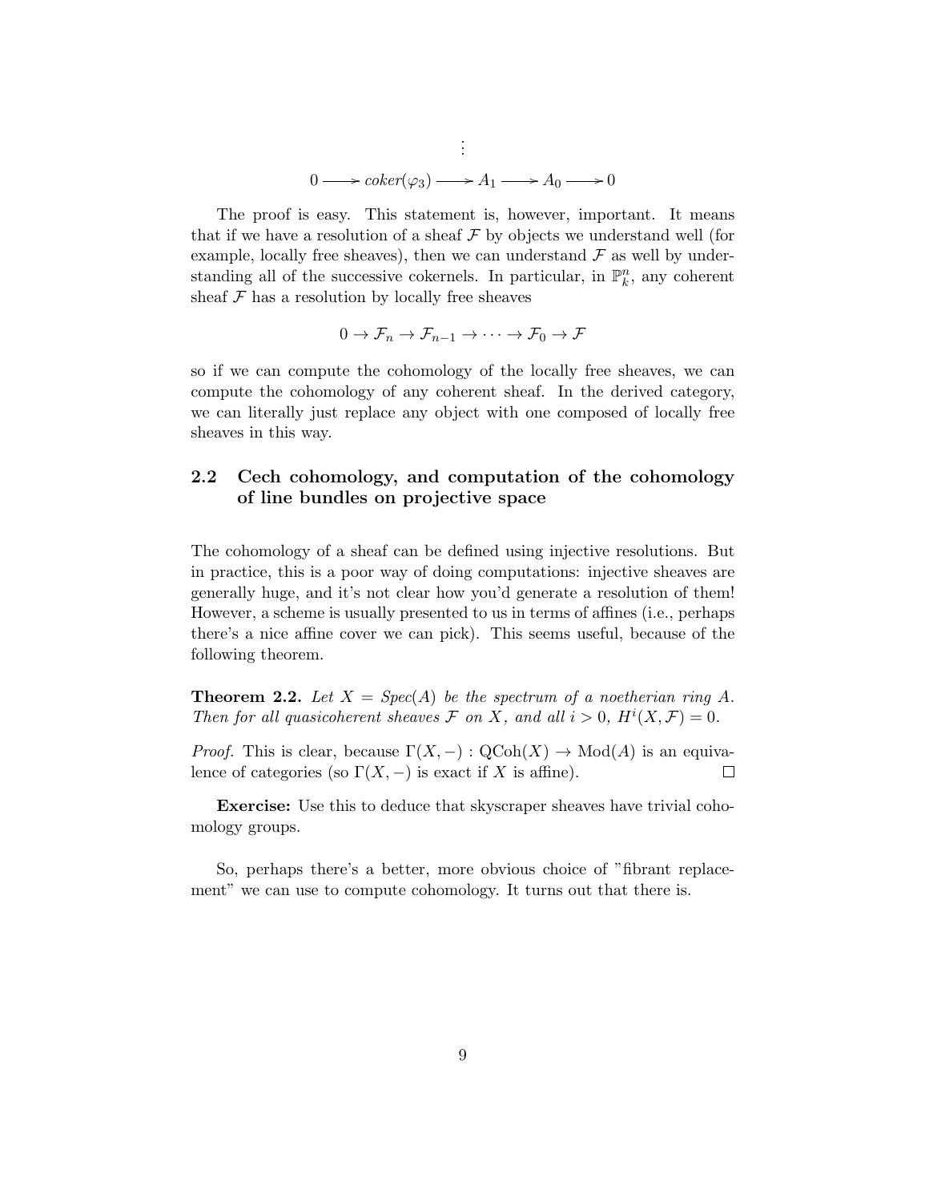$$\vdots$$

$$0 \longrightarrow coker(\varphi_3) \longrightarrow A_1 \longrightarrow A_0 \longrightarrow 0$$

The proof is easy. This statement is, however, important. It means that if we have a resolution of a sheaf $\mathcal{F}$ by objects we understand well (for example, locally free sheaves), then we can understand $\mathcal{F}$ as well by understanding all of the successive cokernels. In particular, in $\mathbb{P}^n_k$, any coherent sheaf $\mathcal{F}$ has a resolution by locally free sheaves

$$0 \to \mathcal{F}_n \to \mathcal{F}_{n-1} \to \cdots \to \mathcal{F}_0 \to \mathcal{F}$$

so if we can compute the cohomology of the locally free sheaves, we can compute the cohomology of any coherent sheaf. In the derived category, we can literally just replace any object with one composed of locally free sheaves in this way.

### 2.2 Cech cohomology, and computation of the cohomology of line bundles on projective space

The cohomology of a sheaf can be defined using injective resolutions. But in practice, this is a poor way of doing computations: injective sheaves are generally huge, and it's not clear how you'd generate a resolution of them! However, a scheme is usually presented to us in terms of affines (i.e., perhaps there's a nice affine cover we can pick). This seems useful, because of the following theorem.

**Theorem 2.2.** *Let $X = Spec(A)$ be the spectrum of a noetherian ring $A$. Then for all quasicoherent sheaves $\mathcal{F}$ on $X$, and all $i > 0$, $H^i(X, \mathcal{F}) = 0$.*

*Proof.* This is clear, because $\Gamma(X, -) : \mathrm{QCoh}(X) \to \mathrm{Mod}(A)$ is an equivalence of categories (so $\Gamma(X, -)$ is exact if $X$ is affine). □

**Exercise:** Use this to deduce that skyscraper sheaves have trivial cohomology groups.

So, perhaps there's a better, more obvious choice of "fibrant replacement" we can use to compute cohomology. It turns out that there is.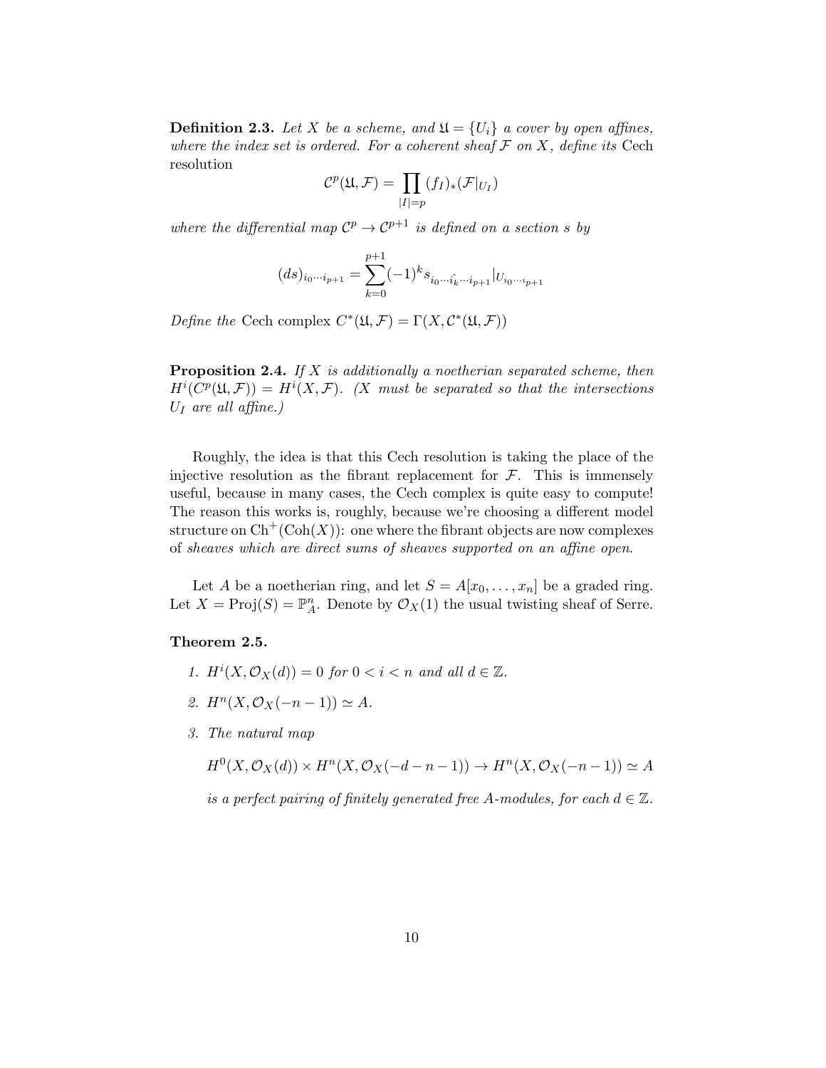**Definition 2.3.** *Let $X$ be a scheme, and $\mathfrak{U} = \{U_i\}$ a cover by open affines, where the index set is ordered. For a coherent sheaf $\mathcal{F}$ on $X$, define its* Cech resolution

$$\mathcal{C}^p(\mathfrak{U}, \mathcal{F}) = \prod_{|I|=p} (f_I)_*(\mathcal{F}|_{U_I})$$

*where the differential map $\mathcal{C}^p \to \mathcal{C}^{p+1}$ is defined on a section $s$ by*

$$(ds)_{i_0 \cdots i_{p+1}} = \sum_{k=0}^{p+1} (-1)^k s_{i_0 \cdots \hat{i_k} \cdots i_{p+1}}|_{U_{i_0 \cdots i_{p+1}}}$$

*Define the* Cech complex $C^*(\mathfrak{U}, \mathcal{F}) = \Gamma(X, \mathcal{C}^*(\mathfrak{U}, \mathcal{F}))$

**Proposition 2.4.** *If $X$ is additionally a noetherian separated scheme, then $H^i(C^p(\mathfrak{U}, \mathcal{F})) = H^i(X, \mathcal{F})$. ($X$ must be separated so that the intersections $U_I$ are all affine.)*

Roughly, the idea is that this Cech resolution is taking the place of the injective resolution as the fibrant replacement for $\mathcal{F}$. This is immensely useful, because in many cases, the Cech complex is quite easy to compute! The reason this works is, roughly, because we're choosing a different model structure on $\mathrm{Ch}^+(\mathrm{Coh}(X))$: one where the fibrant objects are now complexes of *sheaves which are direct sums of sheaves supported on an affine open.*

Let $A$ be a noetherian ring, and let $S = A[x_0, \ldots, x_n]$ be a graded ring. Let $X = \mathrm{Proj}(S) = \mathbb{P}^n_A$. Denote by $\mathcal{O}_X(1)$ the usual twisting sheaf of Serre.

**Theorem 2.5.**

1. *$H^i(X, \mathcal{O}_X(d)) = 0$ for $0 < i < n$ and all $d \in \mathbb{Z}$.*
2. *$H^n(X, \mathcal{O}_X(-n-1)) \simeq A$.*
3. *The natural map*

   $$H^0(X, \mathcal{O}_X(d)) \times H^n(X, \mathcal{O}_X(-d-n-1)) \to H^n(X, \mathcal{O}_X(-n-1)) \simeq A$$

   *is a perfect pairing of finitely generated free $A$-modules, for each $d \in \mathbb{Z}$.*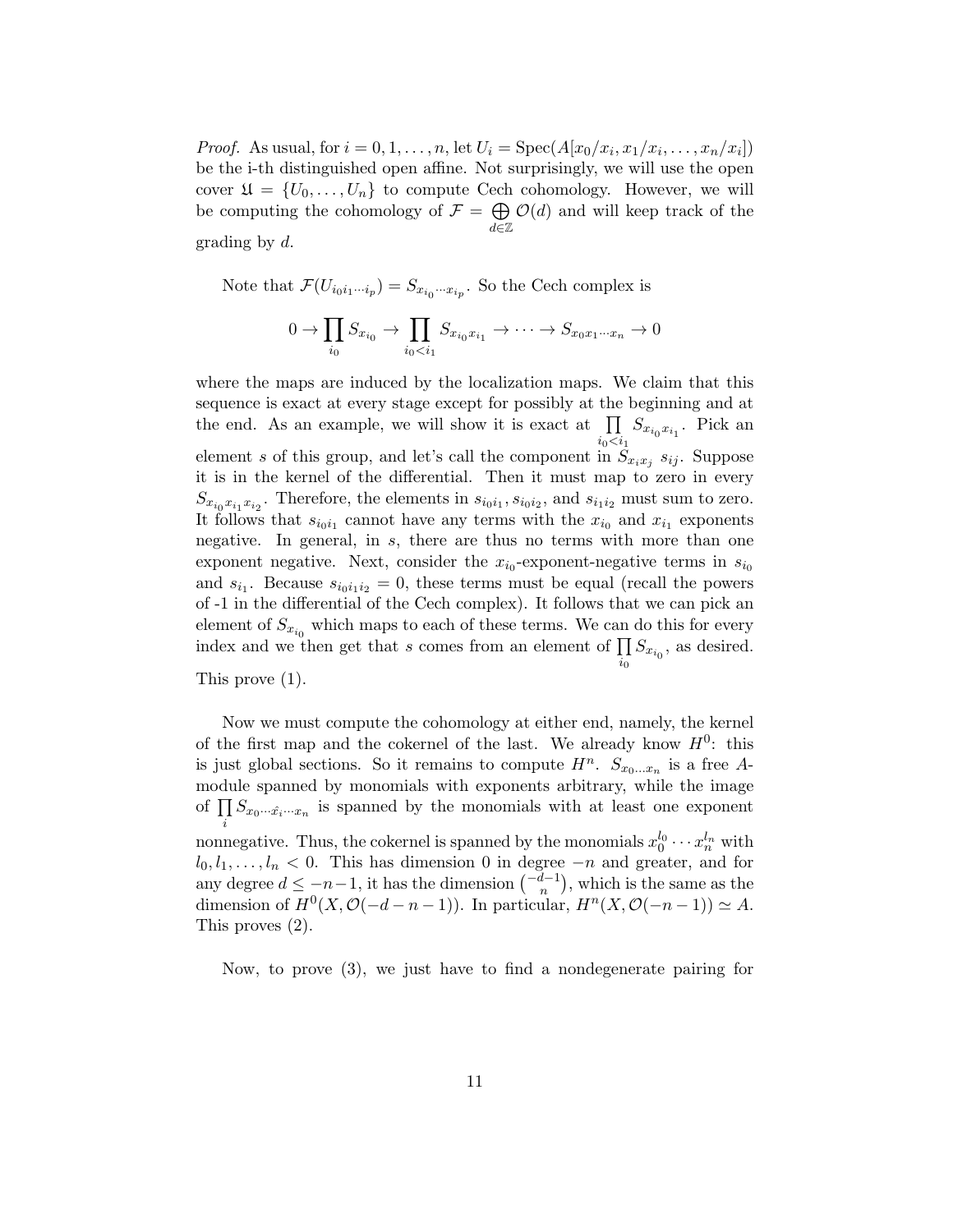*Proof.* As usual, for $i = 0, 1, \ldots, n$, let $U_i = \mathrm{Spec}(A[x_0/x_i, x_1/x_i, \ldots, x_n/x_i])$ be the i-th distinguished open affine. Not surprisingly, we will use the open cover $\mathfrak{U} = \{U_0, \ldots, U_n\}$ to compute Cech cohomology. However, we will be computing the cohomology of $\mathcal{F} = \bigoplus_{d \in \mathbb{Z}} \mathcal{O}(d)$ and will keep track of the grading by $d$.

Note that $\mathcal{F}(U_{i_0 i_1 \cdots i_p}) = S_{x_{i_0} \cdots x_{i_p}}$. So the Cech complex is

$$0 \to \prod_{i_0} S_{x_{i_0}} \to \prod_{i_0 < i_1} S_{x_{i_0} x_{i_1}} \to \cdots \to S_{x_0 x_1 \cdots x_n} \to 0$$

where the maps are induced by the localization maps. We claim that this sequence is exact at every stage except for possibly at the beginning and at the end. As an example, we will show it is exact at $\prod_{i_0 < i_1} S_{x_{i_0} x_{i_1}}$. Pick an element $s$ of this group, and let's call the component in $S_{x_i x_j}$ $s_{ij}$. Suppose it is in the kernel of the differential. Then it must map to zero in every $S_{x_{i_0} x_{i_1} x_{i_2}}$. Therefore, the elements in $s_{i_0 i_1}, s_{i_0 i_2}$, and $s_{i_1 i_2}$ must sum to zero. It follows that $s_{i_0 i_1}$ cannot have any terms with the $x_{i_0}$ and $x_{i_1}$ exponents negative. In general, in $s$, there are thus no terms with more than one exponent negative. Next, consider the $x_{i_0}$-exponent-negative terms in $s_{i_0}$ and $s_{i_1}$. Because $s_{i_0 i_1 i_2} = 0$, these terms must be equal (recall the powers of -1 in the differential of the Cech complex). It follows that we can pick an element of $S_{x_{i_0}}$ which maps to each of these terms. We can do this for every index and we then get that $s$ comes from an element of $\prod_{i_0} S_{x_{i_0}}$, as desired. This prove (1).

Now we must compute the cohomology at either end, namely, the kernel of the first map and the cokernel of the last. We already know $H^0$: this is just global sections. So it remains to compute $H^n$. $S_{x_0 \ldots x_n}$ is a free $A$-module spanned by monomials with exponents arbitrary, while the image of $\prod_i S_{x_0 \cdots \hat{x_i} \cdots x_n}$ is spanned by the monomials with at least one exponent nonnegative. Thus, the cokernel is spanned by the monomials $x_0^{l_0} \cdots x_n^{l_n}$ with $l_0, l_1, \ldots, l_n < 0$. This has dimension 0 in degree $-n$ and greater, and for any degree $d \leq -n-1$, it has the dimension $\binom{-d-1}{n}$, which is the same as the dimension of $H^0(X, \mathcal{O}(-d-n-1))$. In particular, $H^n(X, \mathcal{O}(-n-1)) \simeq A$. This proves (2).

Now, to prove (3), we just have to find a nondegenerate pairing for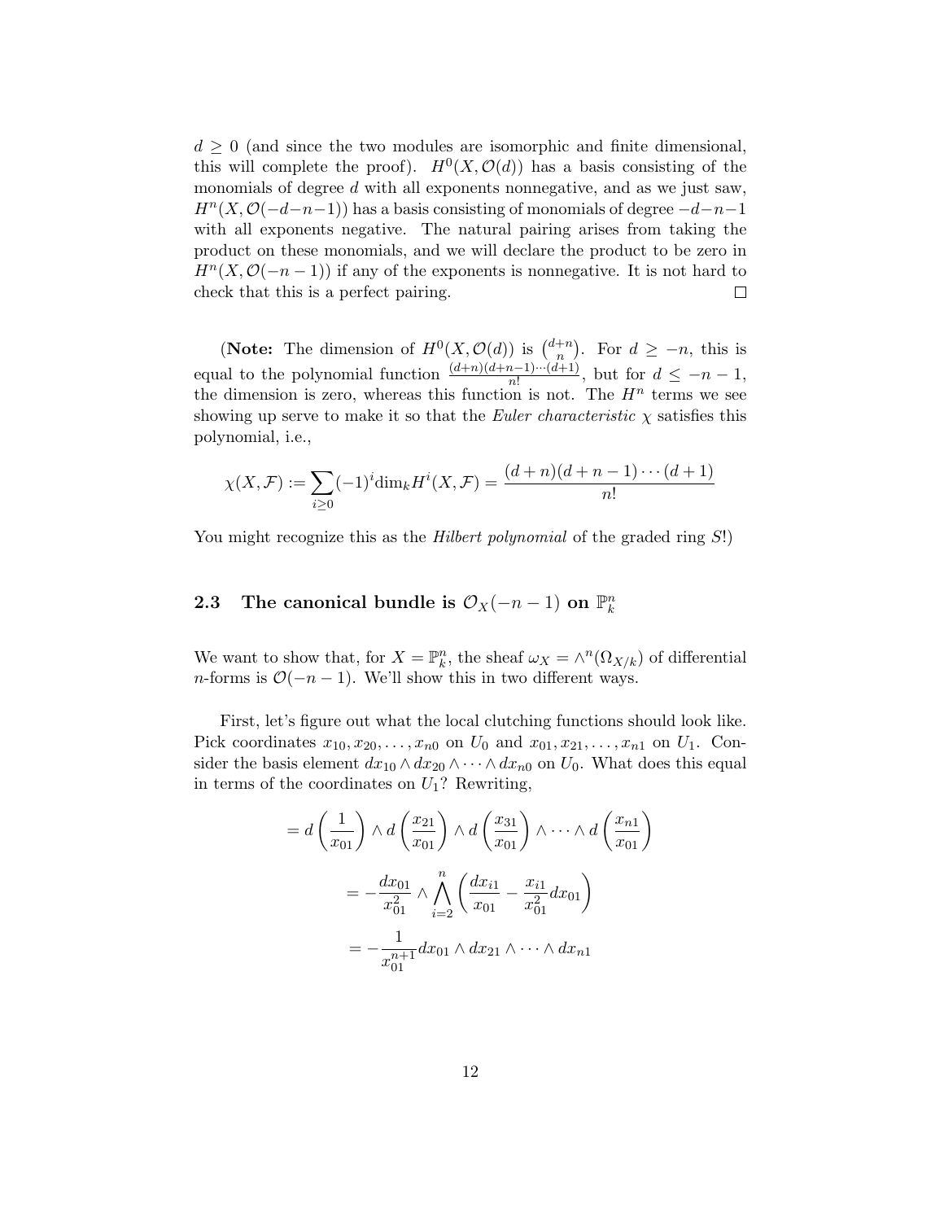$d \geq 0$ (and since the two modules are isomorphic and finite dimensional, this will complete the proof). $H^0(X, \mathcal{O}(d))$ has a basis consisting of the monomials of degree $d$ with all exponents nonnegative, and as we just saw, $H^n(X, \mathcal{O}(-d-n-1))$ has a basis consisting of monomials of degree $-d-n-1$ with all exponents negative. The natural pairing arises from taking the product on these monomials, and we will declare the product to be zero in $H^n(X, \mathcal{O}(-n-1))$ if any of the exponents is nonnegative. It is not hard to check that this is a perfect pairing. $\square$

(**Note:** The dimension of $H^0(X, \mathcal{O}(d))$ is $\binom{d+n}{n}$. For $d \geq -n$, this is equal to the polynomial function $\frac{(d+n)(d+n-1)\cdots(d+1)}{n!}$, but for $d \leq -n-1$, the dimension is zero, whereas this function is not. The $H^n$ terms we see showing up serve to make it so that the *Euler characteristic* $\chi$ satisfies this polynomial, i.e.,

$$\chi(X, \mathcal{F}) := \sum_{i \geq 0} (-1)^i \dim_k H^i(X, \mathcal{F}) = \frac{(d+n)(d+n-1)\cdots(d+1)}{n!}$$

You might recognize this as the *Hilbert polynomial* of the graded ring $S$!)

## 2.3 The canonical bundle is $\mathcal{O}_X(-n-1)$ on $\mathbb{P}^n_k$

We want to show that, for $X = \mathbb{P}^n_k$, the sheaf $\omega_X = \wedge^n(\Omega_{X/k})$ of differential $n$-forms is $\mathcal{O}(-n-1)$. We'll show this in two different ways.

First, let's figure out what the local clutching functions should look like. Pick coordinates $x_{10}, x_{20}, \ldots, x_{n0}$ on $U_0$ and $x_{01}, x_{21}, \ldots, x_{n1}$ on $U_1$. Consider the basis element $dx_{10} \wedge dx_{20} \wedge \cdots \wedge dx_{n0}$ on $U_0$. What does this equal in terms of the coordinates on $U_1$? Rewriting,

$$= d\left(\frac{1}{x_{01}}\right) \wedge d\left(\frac{x_{21}}{x_{01}}\right) \wedge d\left(\frac{x_{31}}{x_{01}}\right) \wedge \cdots \wedge d\left(\frac{x_{n1}}{x_{01}}\right)$$

$$= -\frac{dx_{01}}{x_{01}^2} \wedge \bigwedge_{i=2}^{n} \left(\frac{dx_{i1}}{x_{01}} - \frac{x_{i1}}{x_{01}^2} dx_{01}\right)$$

$$= -\frac{1}{x_{01}^{n+1}} dx_{01} \wedge dx_{21} \wedge \cdots \wedge dx_{n1}$$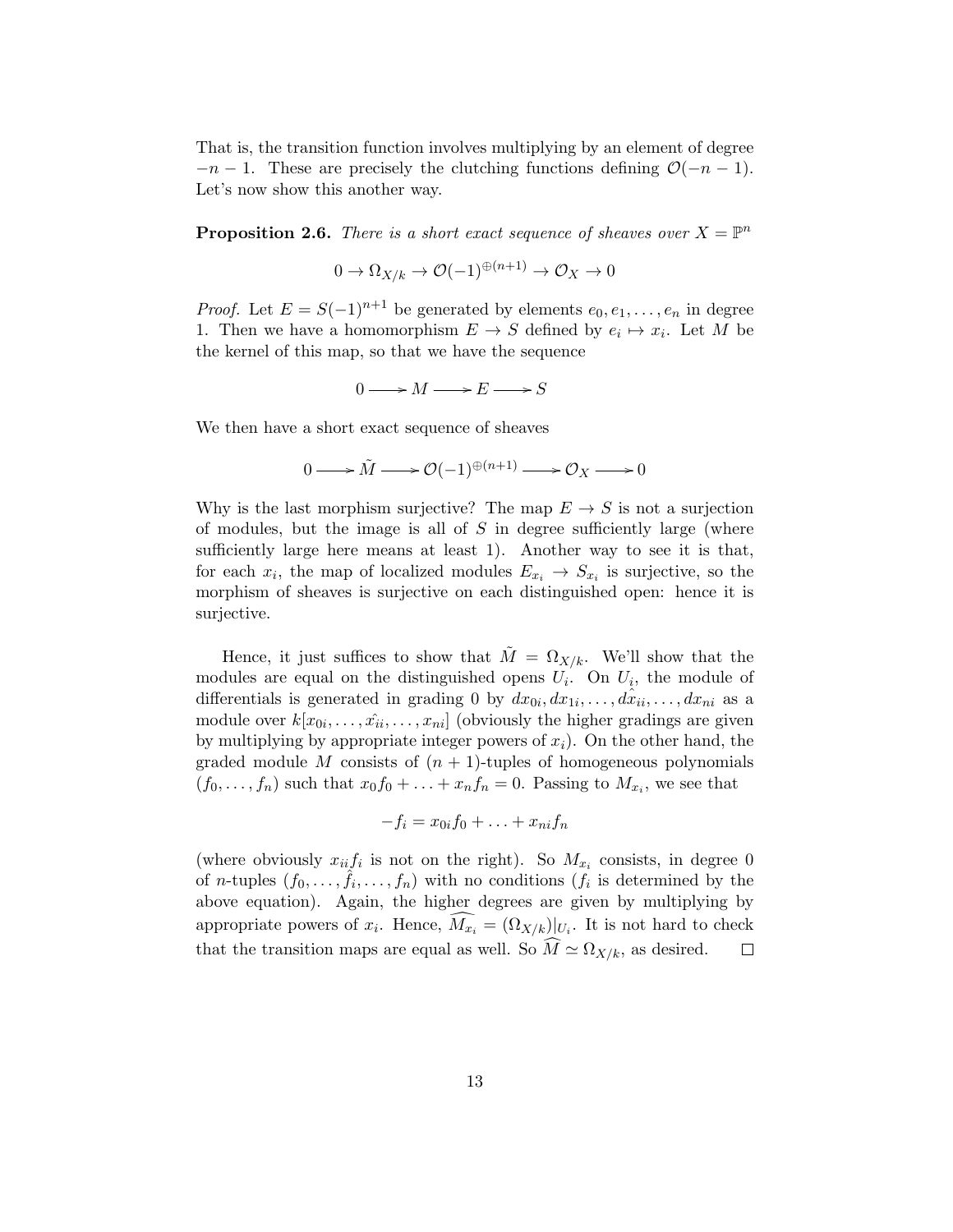That is, the transition function involves multiplying by an element of degree $-n-1$. These are precisely the clutching functions defining $\mathcal{O}(-n-1)$. Let's now show this another way.

**Proposition 2.6.** *There is a short exact sequence of sheaves over $X = \mathbb{P}^n$*

$$0 \to \Omega_{X/k} \to \mathcal{O}(-1)^{\oplus(n+1)} \to \mathcal{O}_X \to 0$$

*Proof.* Let $E = S(-1)^{n+1}$ be generated by elements $e_0, e_1, \ldots, e_n$ in degree 1. Then we have a homomorphism $E \to S$ defined by $e_i \mapsto x_i$. Let $M$ be the kernel of this map, so that we have the sequence

$$0 \longrightarrow M \longrightarrow E \longrightarrow S$$

We then have a short exact sequence of sheaves

$$0 \longrightarrow \tilde{M} \longrightarrow \mathcal{O}(-1)^{\oplus(n+1)} \longrightarrow \mathcal{O}_X \longrightarrow 0$$

Why is the last morphism surjective? The map $E \to S$ is not a surjection of modules, but the image is all of $S$ in degree sufficiently large (where sufficiently large here means at least 1). Another way to see it is that, for each $x_i$, the map of localized modules $E_{x_i} \to S_{x_i}$ is surjective, so the morphism of sheaves is surjective on each distinguished open: hence it is surjective.

Hence, it just suffices to show that $\tilde{M} = \Omega_{X/k}$. We'll show that the modules are equal on the distinguished opens $U_i$. On $U_i$, the module of differentials is generated in grading 0 by $dx_{0i}, dx_{1i}, \ldots, d\hat{x}_{ii}, \ldots, dx_{ni}$ as a module over $k[x_{0i}, \ldots, \hat{x_{ii}}, \ldots, x_{ni}]$ (obviously the higher gradings are given by multiplying by appropriate integer powers of $x_i$). On the other hand, the graded module $M$ consists of $(n+1)$-tuples of homogeneous polynomials $(f_0, \ldots, f_n)$ such that $x_0 f_0 + \ldots + x_n f_n = 0$. Passing to $M_{x_i}$, we see that

$$-f_i = x_{0i} f_0 + \ldots + x_{ni} f_n$$

(where obviously $x_{ii} f_i$ is not on the right). So $M_{x_i}$ consists, in degree 0 of $n$-tuples $(f_0, \ldots, \hat{f}_i, \ldots, f_n)$ with no conditions ($f_i$ is determined by the above equation). Again, the higher degrees are given by multiplying by appropriate powers of $x_i$. Hence, $\widehat{M_{x_i}} = (\Omega_{X/k})|_{U_i}$. It is not hard to check that the transition maps are equal as well. So $\widehat{M} \simeq \Omega_{X/k}$, as desired. $\square$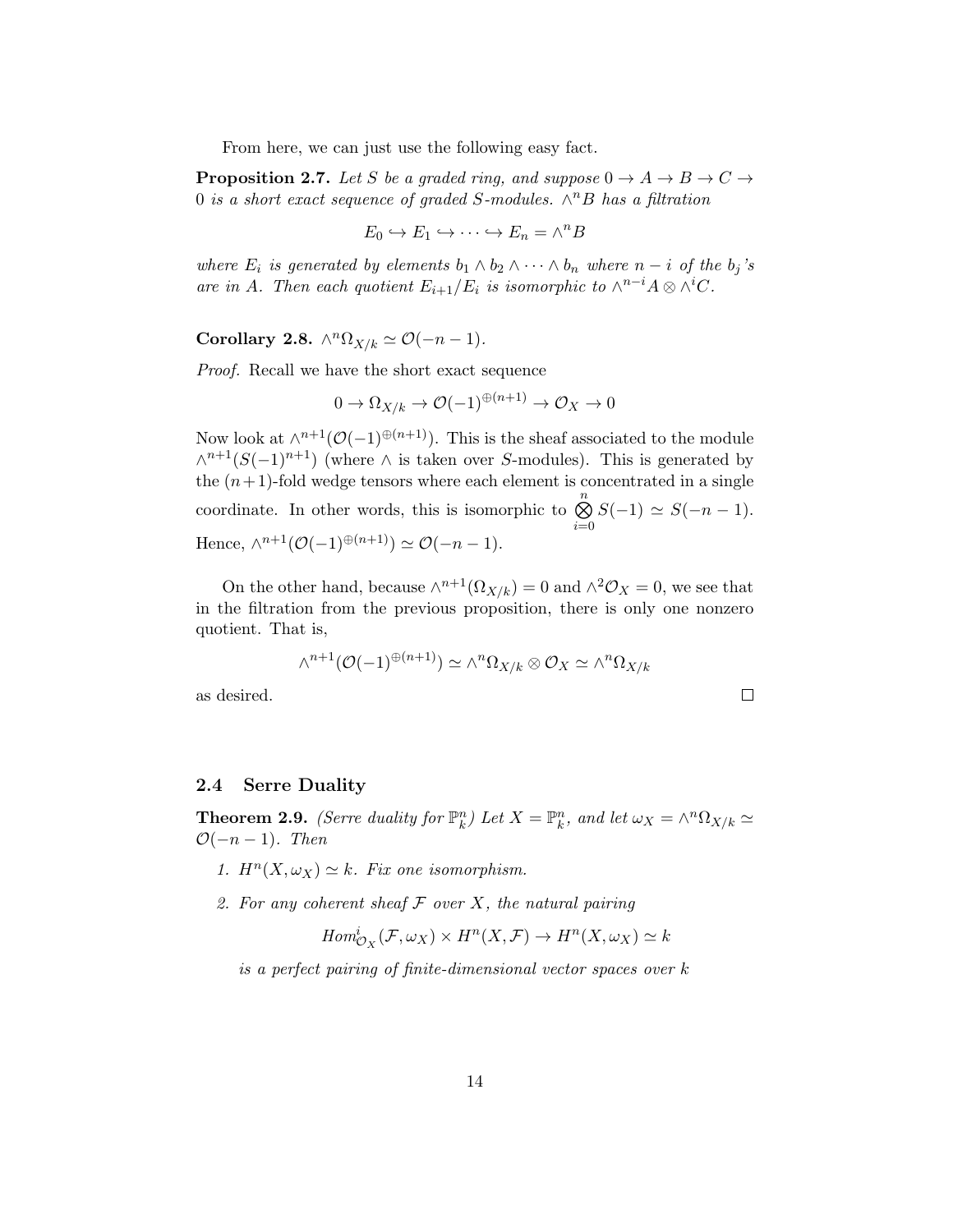From here, we can just use the following easy fact.

**Proposition 2.7.** *Let $S$ be a graded ring, and suppose $0 \to A \to B \to C \to 0$ is a short exact sequence of graded $S$-modules. $\wedge^n B$ has a filtration*

$$E_0 \hookrightarrow E_1 \hookrightarrow \cdots \hookrightarrow E_n = \wedge^n B$$

*where $E_i$ is generated by elements $b_1 \wedge b_2 \wedge \cdots \wedge b_n$ where $n-i$ of the $b_j$'s are in $A$. Then each quotient $E_{i+1}/E_i$ is isomorphic to $\wedge^{n-i} A \otimes \wedge^i C$.*

**Corollary 2.8.** $\wedge^n \Omega_{X/k} \simeq \mathcal{O}(-n-1)$.

*Proof.* Recall we have the short exact sequence

$$0 \to \Omega_{X/k} \to \mathcal{O}(-1)^{\oplus(n+1)} \to \mathcal{O}_X \to 0$$

Now look at $\wedge^{n+1}(\mathcal{O}(-1)^{\oplus(n+1)})$. This is the sheaf associated to the module $\wedge^{n+1}(S(-1)^{n+1})$ (where $\wedge$ is taken over $S$-modules). This is generated by the $(n+1)$-fold wedge tensors where each element is concentrated in a single coordinate. In other words, this is isomorphic to $\bigotimes_{i=0}^{n} S(-1) \simeq S(-n-1)$. Hence, $\wedge^{n+1}(\mathcal{O}(-1)^{\oplus(n+1)}) \simeq \mathcal{O}(-n-1)$.

On the other hand, because $\wedge^{n+1}(\Omega_{X/k}) = 0$ and $\wedge^2 \mathcal{O}_X = 0$, we see that in the filtration from the previous proposition, there is only one nonzero quotient. That is,

$$\wedge^{n+1}(\mathcal{O}(-1)^{\oplus(n+1)}) \simeq \wedge^n \Omega_{X/k} \otimes \mathcal{O}_X \simeq \wedge^n \Omega_{X/k}$$

as desired. $\square$

### 2.4 Serre Duality

**Theorem 2.9.** *(Serre duality for $\mathbb{P}^n_k$) Let $X = \mathbb{P}^n_k$, and let $\omega_X = \wedge^n \Omega_{X/k} \simeq \mathcal{O}(-n-1)$. Then*

1. *$H^n(X, \omega_X) \simeq k$. Fix one isomorphism.*
2. *For any coherent sheaf $\mathcal{F}$ over $X$, the natural pairing*

$$Hom^i_{\mathcal{O}_X}(\mathcal{F}, \omega_X) \times H^n(X, \mathcal{F}) \to H^n(X, \omega_X) \simeq k$$

*is a perfect pairing of finite-dimensional vector spaces over $k$*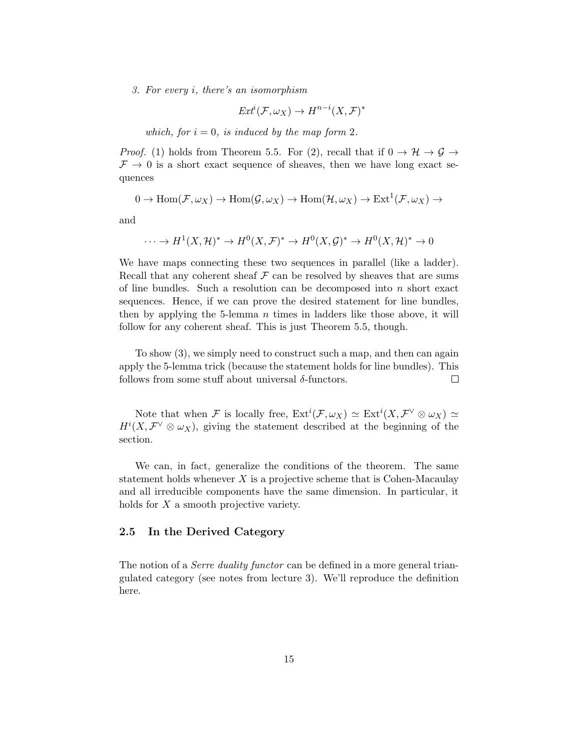*3. For every $i$, there's an isomorphism*

$$Ext^i(\mathcal{F}, \omega_X) \to H^{n-i}(X, \mathcal{F})^*$$

*which, for $i = 0$, is induced by the map form 2.*

*Proof.* (1) holds from Theorem 5.5. For (2), recall that if $0 \to \mathcal{H} \to \mathcal{G} \to \mathcal{F} \to 0$ is a short exact sequence of sheaves, then we have long exact sequences

$$0 \to \mathrm{Hom}(\mathcal{F}, \omega_X) \to \mathrm{Hom}(\mathcal{G}, \omega_X) \to \mathrm{Hom}(\mathcal{H}, \omega_X) \to \mathrm{Ext}^1(\mathcal{F}, \omega_X) \to$$

and

$$\cdots \to H^1(X, \mathcal{H})^* \to H^0(X, \mathcal{F})^* \to H^0(X, \mathcal{G})^* \to H^0(X, \mathcal{H})^* \to 0$$

We have maps connecting these two sequences in parallel (like a ladder). Recall that any coherent sheaf $\mathcal{F}$ can be resolved by sheaves that are sums of line bundles. Such a resolution can be decomposed into $n$ short exact sequences. Hence, if we can prove the desired statement for line bundles, then by applying the 5-lemma $n$ times in ladders like those above, it will follow for any coherent sheaf. This is just Theorem 5.5, though.

To show (3), we simply need to construct such a map, and then can again apply the 5-lemma trick (because the statement holds for line bundles). This follows from some stuff about universal $\delta$-functors. □

Note that when $\mathcal{F}$ is locally free, $\mathrm{Ext}^i(\mathcal{F}, \omega_X) \simeq \mathrm{Ext}^i(X, \mathcal{F}^\vee \otimes \omega_X) \simeq H^i(X, \mathcal{F}^\vee \otimes \omega_X)$, giving the statement described at the beginning of the section.

We can, in fact, generalize the conditions of the theorem. The same statement holds whenever $X$ is a projective scheme that is Cohen-Macaulay and all irreducible components have the same dimension. In particular, it holds for $X$ a smooth projective variety.

### 2.5 In the Derived Category

The notion of a *Serre duality functor* can be defined in a more general triangulated category (see notes from lecture 3). We'll reproduce the definition here.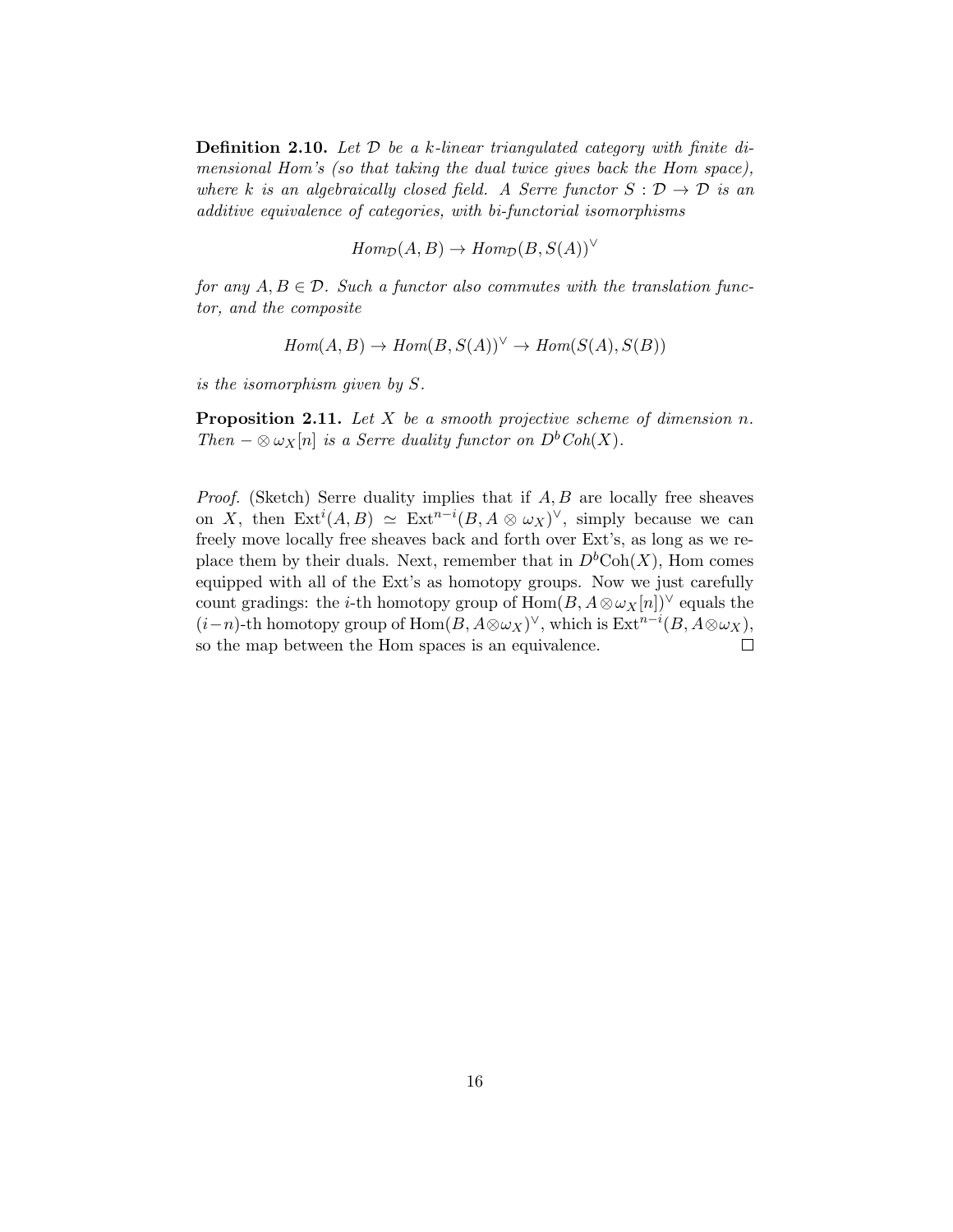**Definition 2.10.** *Let $\mathcal{D}$ be a $k$-linear triangulated category with finite dimensional Hom's (so that taking the dual twice gives back the Hom space), where $k$ is an algebraically closed field. A Serre functor $S : \mathcal{D} \to \mathcal{D}$ is an additive equivalence of categories, with bi-functorial isomorphisms*

$$Hom_{\mathcal{D}}(A, B) \to Hom_{\mathcal{D}}(B, S(A))^{\vee}$$

*for any $A, B \in \mathcal{D}$. Such a functor also commutes with the translation functor, and the composite*

$$Hom(A, B) \to Hom(B, S(A))^{\vee} \to Hom(S(A), S(B))$$

*is the isomorphism given by $S$.*

**Proposition 2.11.** *Let $X$ be a smooth projective scheme of dimension $n$. Then $- \otimes \omega_X[n]$ is a Serre duality functor on $D^b Coh(X)$.*

*Proof.* (Sketch) Serre duality implies that if $A, B$ are locally free sheaves on $X$, then $\mathrm{Ext}^i(A, B) \simeq \mathrm{Ext}^{n-i}(B, A \otimes \omega_X)^{\vee}$, simply because we can freely move locally free sheaves back and forth over Ext's, as long as we replace them by their duals. Next, remember that in $D^b\mathrm{Coh}(X)$, Hom comes equipped with all of the Ext's as homotopy groups. Now we just carefully count gradings: the $i$-th homotopy group of $\mathrm{Hom}(B, A \otimes \omega_X[n])^{\vee}$ equals the $(i-n)$-th homotopy group of $\mathrm{Hom}(B, A \otimes \omega_X)^{\vee}$, which is $\mathrm{Ext}^{n-i}(B, A \otimes \omega_X)$, so the map between the Hom spaces is an equivalence. $\square$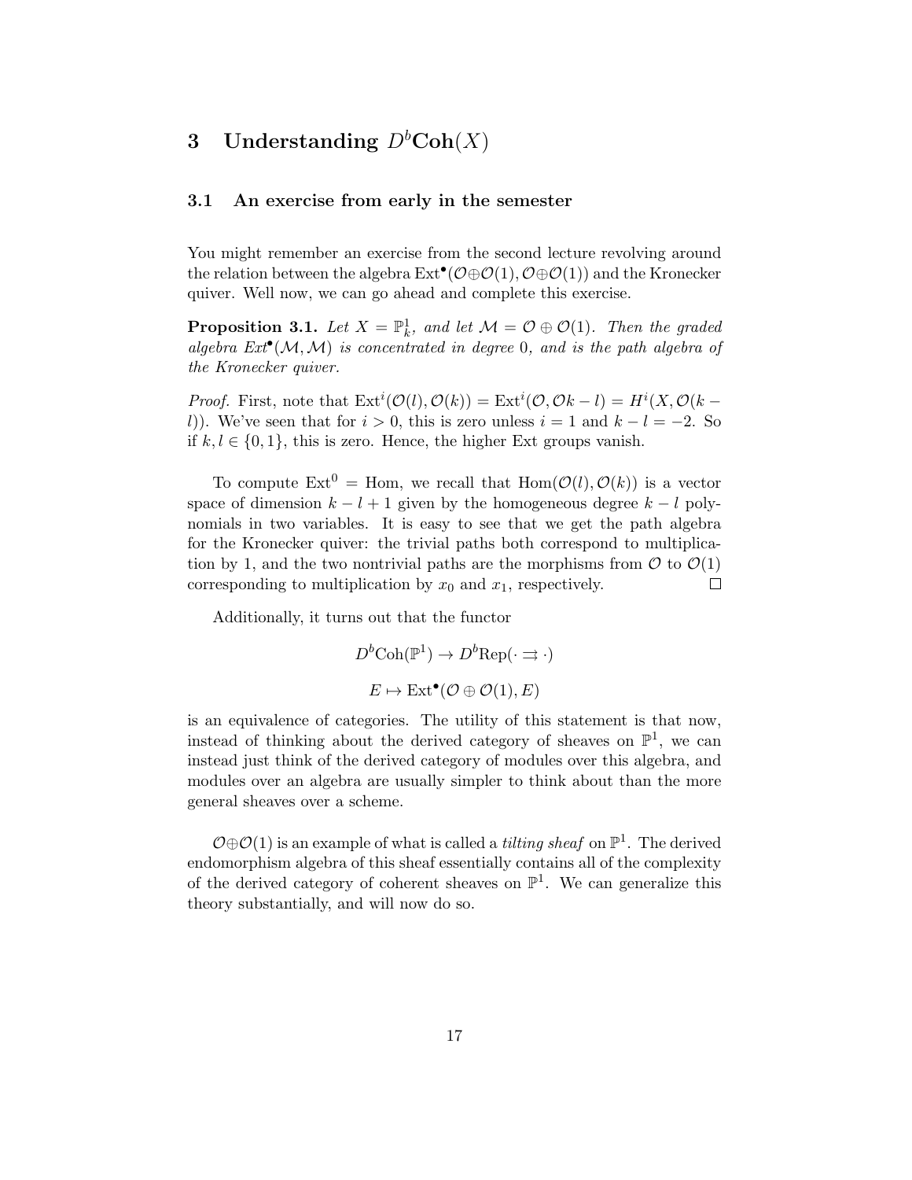# 3 Understanding $D^b\mathbf{Coh}(X)$

## 3.1 An exercise from early in the semester

You might remember an exercise from the second lecture revolving around the relation between the algebra $\mathrm{Ext}^\bullet(\mathcal{O}\oplus\mathcal{O}(1), \mathcal{O}\oplus\mathcal{O}(1))$ and the Kronecker quiver. Well now, we can go ahead and complete this exercise.

**Proposition 3.1.** *Let $X = \mathbb{P}^1_k$, and let $\mathcal{M} = \mathcal{O} \oplus \mathcal{O}(1)$. Then the graded algebra $Ext^\bullet(\mathcal{M}, \mathcal{M})$ is concentrated in degree 0, and is the path algebra of the Kronecker quiver.*

*Proof.* First, note that $\mathrm{Ext}^i(\mathcal{O}(l), \mathcal{O}(k)) = \mathrm{Ext}^i(\mathcal{O}, \mathcal{O}k - l) = H^i(X, \mathcal{O}(k - l))$. We've seen that for $i > 0$, this is zero unless $i = 1$ and $k - l = -2$. So if $k, l \in \{0, 1\}$, this is zero. Hence, the higher Ext groups vanish.

To compute $\mathrm{Ext}^0 = \mathrm{Hom}$, we recall that $\mathrm{Hom}(\mathcal{O}(l), \mathcal{O}(k))$ is a vector space of dimension $k - l + 1$ given by the homogeneous degree $k - l$ polynomials in two variables. It is easy to see that we get the path algebra for the Kronecker quiver: the trivial paths both correspond to multiplication by 1, and the two nontrivial paths are the morphisms from $\mathcal{O}$ to $\mathcal{O}(1)$ corresponding to multiplication by $x_0$ and $x_1$, respectively. $\square$

Additionally, it turns out that the functor

$$D^b\mathrm{Coh}(\mathbb{P}^1) \to D^b\mathrm{Rep}(\cdot \rightrightarrows \cdot)$$

$$E \mapsto \mathrm{Ext}^\bullet(\mathcal{O} \oplus \mathcal{O}(1), E)$$

is an equivalence of categories. The utility of this statement is that now, instead of thinking about the derived category of sheaves on $\mathbb{P}^1$, we can instead just think of the derived category of modules over this algebra, and modules over an algebra are usually simpler to think about than the more general sheaves over a scheme.

$\mathcal{O}\oplus\mathcal{O}(1)$ is an example of what is called a *tilting sheaf* on $\mathbb{P}^1$. The derived endomorphism algebra of this sheaf essentially contains all of the complexity of the derived category of coherent sheaves on $\mathbb{P}^1$. We can generalize this theory substantially, and will now do so.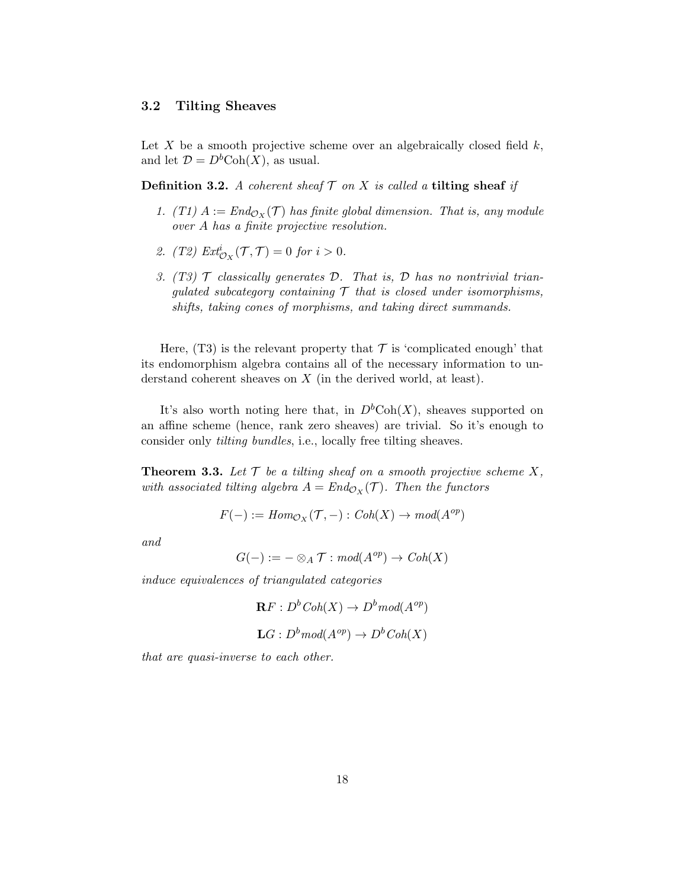### 3.2 Tilting Sheaves

Let $X$ be a smooth projective scheme over an algebraically closed field $k$, and let $\mathcal{D} = D^b\text{Coh}(X)$, as usual.

**Definition 3.2.** *A coherent sheaf $\mathcal{T}$ on $X$ is called a* **tilting sheaf** *if*

1. *(T1) $A := End_{\mathcal{O}_X}(\mathcal{T})$ has finite global dimension. That is, any module over $A$ has a finite projective resolution.*
2. *(T2) $Ext^i_{\mathcal{O}_X}(\mathcal{T}, \mathcal{T}) = 0$ for $i > 0$.*
3. *(T3) $\mathcal{T}$ classically generates $\mathcal{D}$. That is, $\mathcal{D}$ has no nontrivial triangulated subcategory containing $\mathcal{T}$ that is closed under isomorphisms, shifts, taking cones of morphisms, and taking direct summands.*

Here, (T3) is the relevant property that $\mathcal{T}$ is 'complicated enough' that its endomorphism algebra contains all of the necessary information to understand coherent sheaves on $X$ (in the derived world, at least).

It's also worth noting here that, in $D^b\text{Coh}(X)$, sheaves supported on an affine scheme (hence, rank zero sheaves) are trivial. So it's enough to consider only *tilting bundles*, i.e., locally free tilting sheaves.

**Theorem 3.3.** *Let $\mathcal{T}$ be a tilting sheaf on a smooth projective scheme $X$, with associated tilting algebra $A = End_{\mathcal{O}_X}(\mathcal{T})$. Then the functors*

$$F(-) := Hom_{\mathcal{O}_X}(\mathcal{T}, -) : Coh(X) \to mod(A^{op})$$

*and*

$$G(-) := - \otimes_A \mathcal{T} : mod(A^{op}) \to Coh(X)$$

*induce equivalences of triangulated categories*

$$\mathbf{R}F : D^b Coh(X) \to D^b mod(A^{op})$$

$$\mathbf{L}G : D^b mod(A^{op}) \to D^b Coh(X)$$

*that are quasi-inverse to each other.*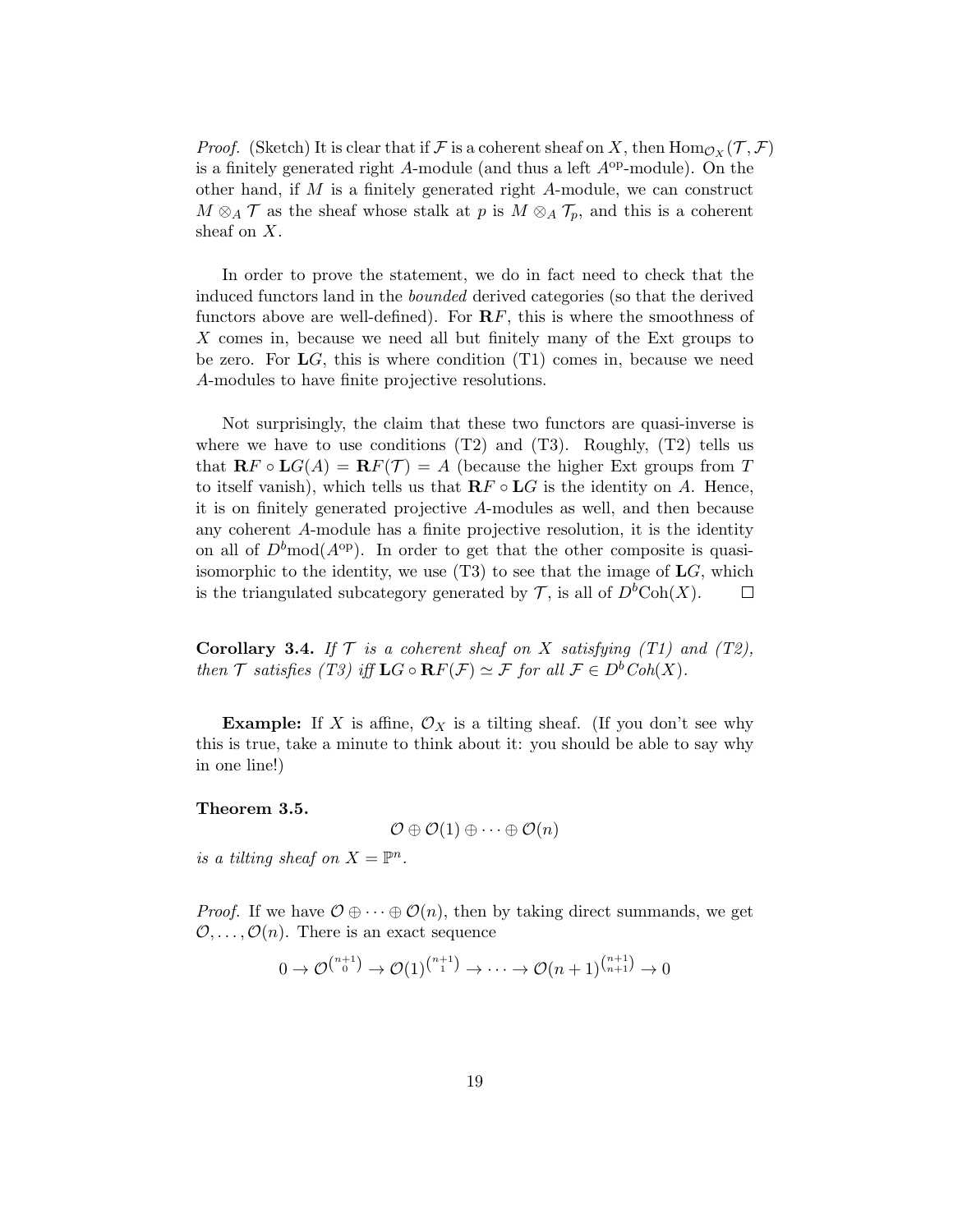*Proof.* (Sketch) It is clear that if $\mathcal{F}$ is a coherent sheaf on $X$, then $\mathrm{Hom}_{\mathcal{O}_X}(\mathcal{T}, \mathcal{F})$ is a finitely generated right $A$-module (and thus a left $A^{\mathrm{op}}$-module). On the other hand, if $M$ is a finitely generated right $A$-module, we can construct $M \otimes_A \mathcal{T}$ as the sheaf whose stalk at $p$ is $M \otimes_A \mathcal{T}_p$, and this is a coherent sheaf on $X$.

In order to prove the statement, we do in fact need to check that the induced functors land in the *bounded* derived categories (so that the derived functors above are well-defined). For $\mathbf{R}F$, this is where the smoothness of $X$ comes in, because we need all but finitely many of the Ext groups to be zero. For $\mathbf{L}G$, this is where condition (T1) comes in, because we need $A$-modules to have finite projective resolutions.

Not surprisingly, the claim that these two functors are quasi-inverse is where we have to use conditions (T2) and (T3). Roughly, (T2) tells us that $\mathbf{R}F \circ \mathbf{L}G(A) = \mathbf{R}F(\mathcal{T}) = A$ (because the higher Ext groups from $T$ to itself vanish), which tells us that $\mathbf{R}F \circ \mathbf{L}G$ is the identity on $A$. Hence, it is on finitely generated projective $A$-modules as well, and then because any coherent $A$-module has a finite projective resolution, it is the identity on all of $D^b\mathrm{mod}(A^{\mathrm{op}})$. In order to get that the other composite is quasi-isomorphic to the identity, we use (T3) to see that the image of $\mathbf{L}G$, which is the triangulated subcategory generated by $\mathcal{T}$, is all of $D^b\mathrm{Coh}(X)$. $\square$

**Corollary 3.4.** *If $\mathcal{T}$ is a coherent sheaf on $X$ satisfying (T1) and (T2), then $\mathcal{T}$ satisfies (T3) iff $\mathbf{L}G \circ \mathbf{R}F(\mathcal{F}) \simeq \mathcal{F}$ for all $\mathcal{F} \in D^b\mathrm{Coh}(X)$.*

**Example:** If $X$ is affine, $\mathcal{O}_X$ is a tilting sheaf. (If you don't see why this is true, take a minute to think about it: you should be able to say why in one line!)

**Theorem 3.5.**

$$\mathcal{O} \oplus \mathcal{O}(1) \oplus \cdots \oplus \mathcal{O}(n)$$

*is a tilting sheaf on $X = \mathbb{P}^n$.*

*Proof.* If we have $\mathcal{O} \oplus \cdots \oplus \mathcal{O}(n)$, then by taking direct summands, we get $\mathcal{O}, \ldots, \mathcal{O}(n)$. There is an exact sequence

$$0 \to \mathcal{O}^{\binom{n+1}{0}} \to \mathcal{O}(1)^{\binom{n+1}{1}} \to \cdots \to \mathcal{O}(n+1)^{\binom{n+1}{n+1}} \to 0$$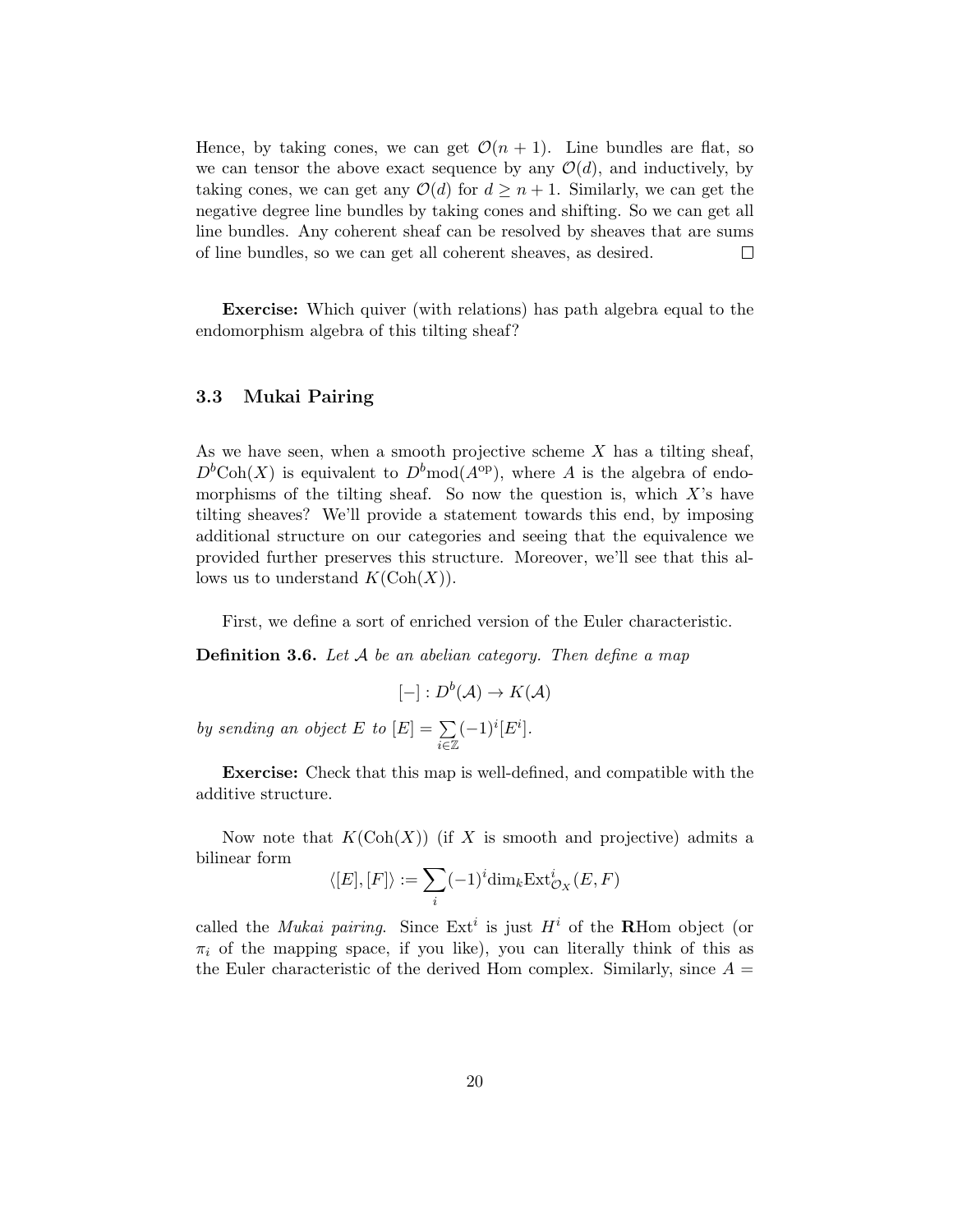Hence, by taking cones, we can get $\mathcal{O}(n+1)$. Line bundles are flat, so we can tensor the above exact sequence by any $\mathcal{O}(d)$, and inductively, by taking cones, we can get any $\mathcal{O}(d)$ for $d \geq n+1$. Similarly, we can get the negative degree line bundles by taking cones and shifting. So we can get all line bundles. Any coherent sheaf can be resolved by sheaves that are sums of line bundles, so we can get all coherent sheaves, as desired. □

**Exercise:** Which quiver (with relations) has path algebra equal to the endomorphism algebra of this tilting sheaf?

### 3.3 Mukai Pairing

As we have seen, when a smooth projective scheme $X$ has a tilting sheaf, $D^b\text{Coh}(X)$ is equivalent to $D^b\text{mod}(A^{\text{op}})$, where $A$ is the algebra of endomorphisms of the tilting sheaf. So now the question is, which $X$'s have tilting sheaves? We'll provide a statement towards this end, by imposing additional structure on our categories and seeing that the equivalence we provided further preserves this structure. Moreover, we'll see that this allows us to understand $K(\text{Coh}(X))$.

First, we define a sort of enriched version of the Euler characteristic.

**Definition 3.6.** *Let $\mathcal{A}$ be an abelian category. Then define a map*

$$[-] : D^b(\mathcal{A}) \to K(\mathcal{A})$$

*by sending an object $E$ to $[E] = \sum_{i \in \mathbb{Z}} (-1)^i [E^i]$.*

**Exercise:** Check that this map is well-defined, and compatible with the additive structure.

Now note that $K(\text{Coh}(X))$ (if $X$ is smooth and projective) admits a bilinear form

$$\langle [E], [F] \rangle := \sum_i (-1)^i \dim_k \text{Ext}^i_{\mathcal{O}_X}(E, F)$$

called the *Mukai pairing*. Since $\text{Ext}^i$ is just $H^i$ of the $\mathbf{R}\text{Hom}$ object (or $\pi_i$ of the mapping space, if you like), you can literally think of this as the Euler characteristic of the derived Hom complex. Similarly, since $A =$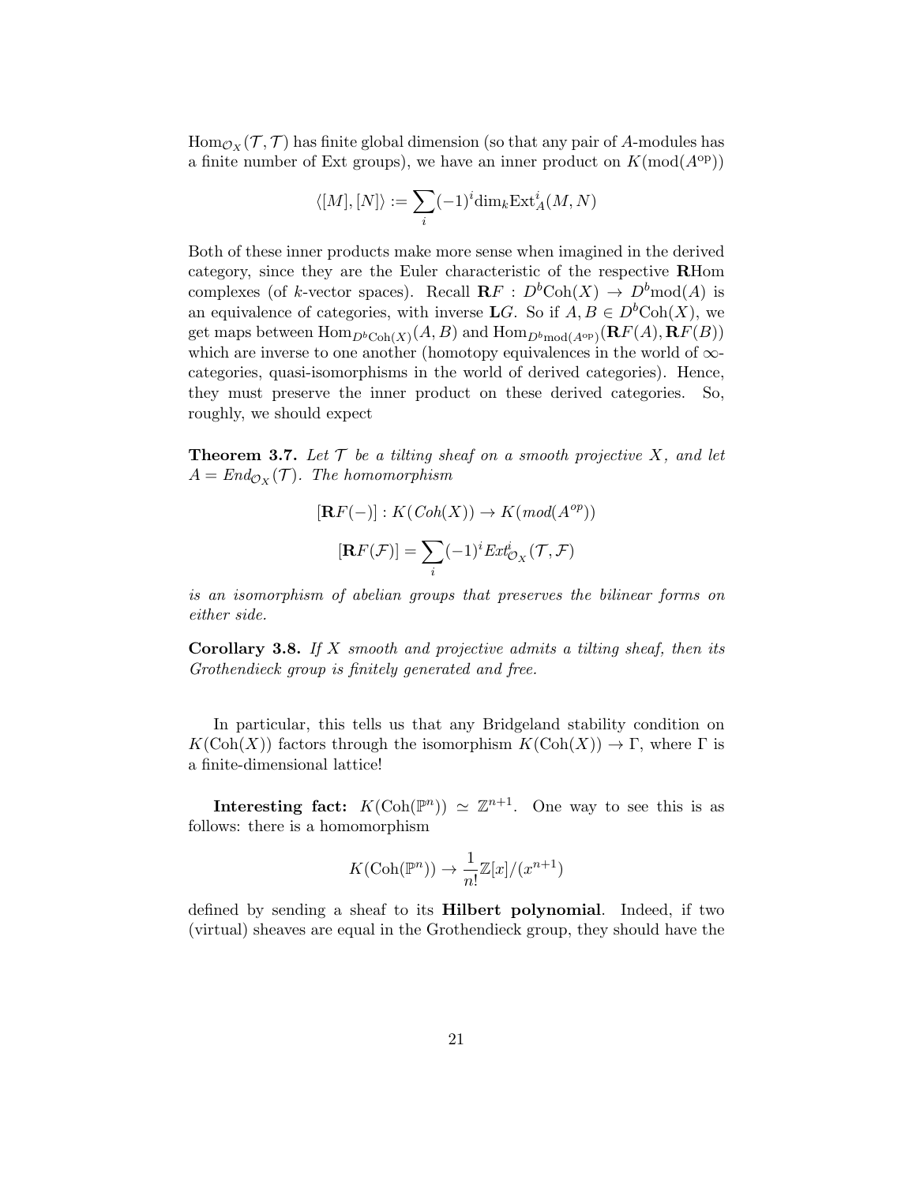$\mathrm{Hom}_{\mathcal{O}_X}(\mathcal{T},\mathcal{T})$ has finite global dimension (so that any pair of $A$-modules has a finite number of Ext groups), we have an inner product on $K(\mathrm{mod}(A^{\mathrm{op}}))$

$$\langle [M],[N]\rangle := \sum_i (-1)^i \dim_k \mathrm{Ext}^i_A(M,N)$$

Both of these inner products make more sense when imagined in the derived category, since they are the Euler characteristic of the respective $\mathbf{R}\mathrm{Hom}$ complexes (of $k$-vector spaces). Recall $\mathbf{R}F : D^b\mathrm{Coh}(X) \to D^b\mathrm{mod}(A)$ is an equivalence of categories, with inverse $\mathbf{L}G$. So if $A, B \in D^b\mathrm{Coh}(X)$, we get maps between $\mathrm{Hom}_{D^b\mathrm{Coh}(X)}(A,B)$ and $\mathrm{Hom}_{D^b\mathrm{mod}(A^{\mathrm{op}})}(\mathbf{R}F(A), \mathbf{R}F(B))$ which are inverse to one another (homotopy equivalences in the world of $\infty$-categories, quasi-isomorphisms in the world of derived categories). Hence, they must preserve the inner product on these derived categories. So, roughly, we should expect

**Theorem 3.7.** *Let $\mathcal{T}$ be a tilting sheaf on a smooth projective $X$, and let $A = End_{\mathcal{O}_X}(\mathcal{T})$. The homomorphism*

$$[\mathbf{R}F(-)] : K(Coh(X)) \to K(mod(A^{op}))$$

$$[\mathbf{R}F(\mathcal{F})] = \sum_i (-1)^i Ext^i_{\mathcal{O}_X}(\mathcal{T},\mathcal{F})$$

*is an isomorphism of abelian groups that preserves the bilinear forms on either side.*

**Corollary 3.8.** *If $X$ smooth and projective admits a tilting sheaf, then its Grothendieck group is finitely generated and free.*

In particular, this tells us that any Bridgeland stability condition on $K(\mathrm{Coh}(X))$ factors through the isomorphism $K(\mathrm{Coh}(X)) \to \Gamma$, where $\Gamma$ is a finite-dimensional lattice!

**Interesting fact:** $K(\mathrm{Coh}(\mathbb{P}^n)) \simeq \mathbb{Z}^{n+1}$. One way to see this is as follows: there is a homomorphism

$$K(\mathrm{Coh}(\mathbb{P}^n)) \to \frac{1}{n!}\mathbb{Z}[x]/(x^{n+1})$$

defined by sending a sheaf to its **Hilbert polynomial**. Indeed, if two (virtual) sheaves are equal in the Grothendieck group, they should have the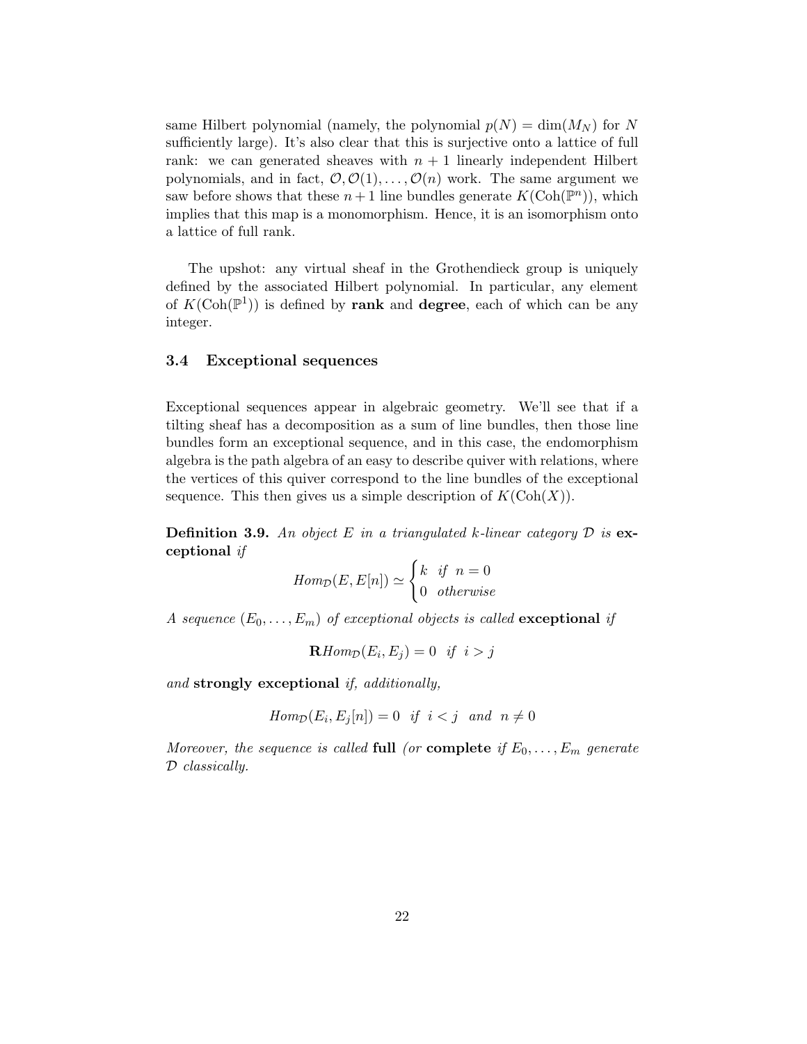same Hilbert polynomial (namely, the polynomial $p(N) = \dim(M_N)$ for $N$ sufficiently large). It's also clear that this is surjective onto a lattice of full rank: we can generated sheaves with $n+1$ linearly independent Hilbert polynomials, and in fact, $\mathcal{O}, \mathcal{O}(1), \ldots, \mathcal{O}(n)$ work. The same argument we saw before shows that these $n+1$ line bundles generate $K(\mathrm{Coh}(\mathbb{P}^n))$, which implies that this map is a monomorphism. Hence, it is an isomorphism onto a lattice of full rank.

The upshot: any virtual sheaf in the Grothendieck group is uniquely defined by the associated Hilbert polynomial. In particular, any element of $K(\mathrm{Coh}(\mathbb{P}^1))$ is defined by **rank** and **degree**, each of which can be any integer.

### 3.4 Exceptional sequences

Exceptional sequences appear in algebraic geometry. We'll see that if a tilting sheaf has a decomposition as a sum of line bundles, then those line bundles form an exceptional sequence, and in this case, the endomorphism algebra is the path algebra of an easy to describe quiver with relations, where the vertices of this quiver correspond to the line bundles of the exceptional sequence. This then gives us a simple description of $K(\mathrm{Coh}(X))$.

**Definition 3.9.** *An object $E$ in a triangulated $k$-linear category $\mathcal{D}$ is* **exceptional** *if*

$$Hom_{\mathcal{D}}(E, E[n]) \simeq \begin{cases} k & \text{if } n = 0 \\ 0 & \text{otherwise} \end{cases}$$

*A sequence $(E_0, \ldots, E_m)$ of exceptional objects is called* **exceptional** *if*

$$\mathbf{R}Hom_{\mathcal{D}}(E_i, E_j) = 0 \quad \text{if } i > j$$

*and* **strongly exceptional** *if, additionally,*

$$Hom_{\mathcal{D}}(E_i, E_j[n]) = 0 \quad \text{if } i < j \text{ and } n \neq 0$$

*Moreover, the sequence is called* **full** *(or* **complete** *if $E_0, \ldots, E_m$ generate $\mathcal{D}$ classically.*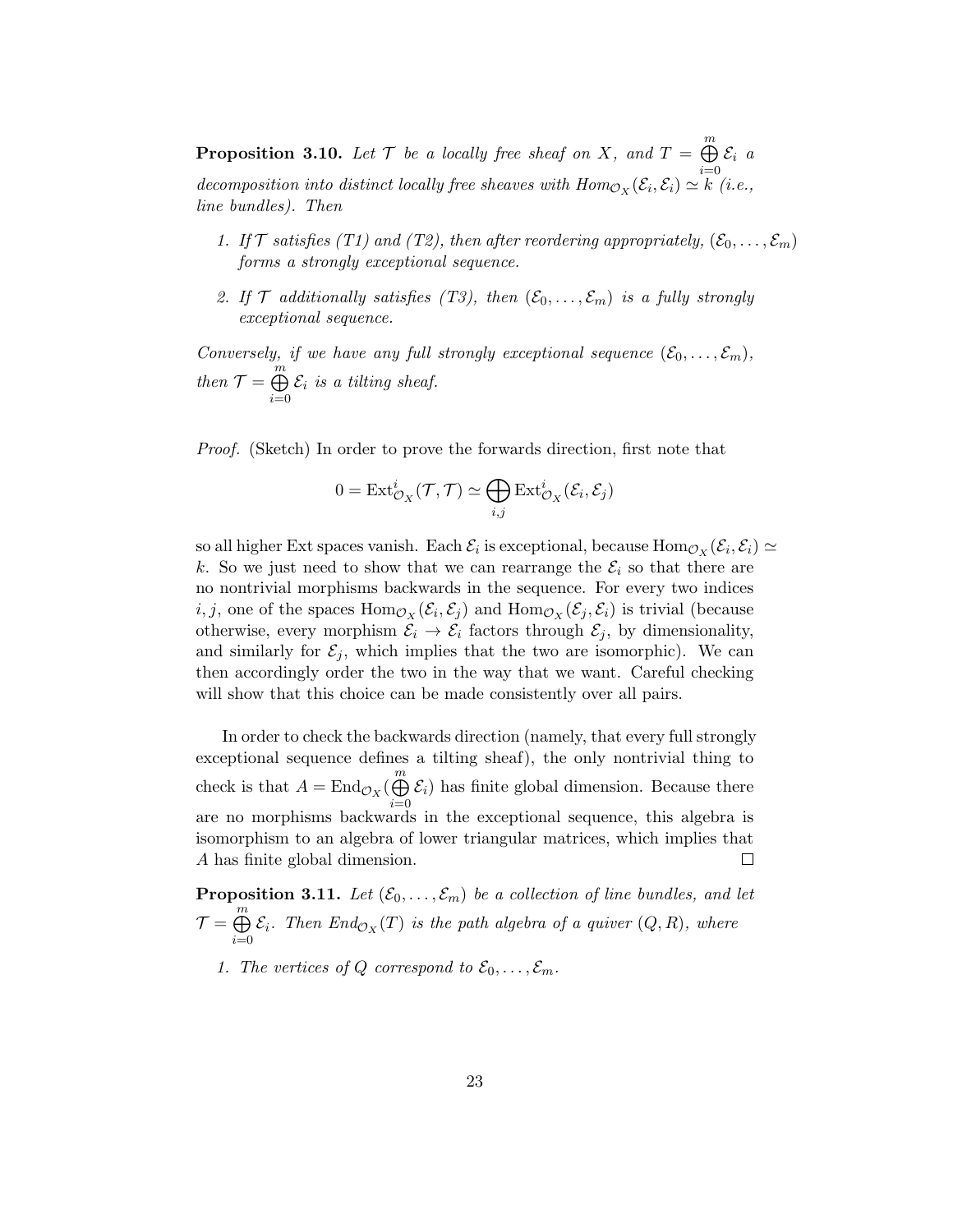**Proposition 3.10.** *Let $\mathcal{T}$ be a locally free sheaf on $X$, and $T = \bigoplus_{i=0}^{m} \mathcal{E}_i$ a decomposition into distinct locally free sheaves with $Hom_{\mathcal{O}_X}(\mathcal{E}_i, \mathcal{E}_i) \simeq k$ (i.e., line bundles). Then*

1. *If $\mathcal{T}$ satisfies (T1) and (T2), then after reordering appropriately, $(\mathcal{E}_0, \ldots, \mathcal{E}_m)$ forms a strongly exceptional sequence.*
2. *If $\mathcal{T}$ additionally satisfies (T3), then $(\mathcal{E}_0, \ldots, \mathcal{E}_m)$ is a fully strongly exceptional sequence.*

*Conversely, if we have any full strongly exceptional sequence $(\mathcal{E}_0, \ldots, \mathcal{E}_m)$, then $\mathcal{T} = \bigoplus_{i=0}^{m} \mathcal{E}_i$ is a tilting sheaf.*

*Proof.* (Sketch) In order to prove the forwards direction, first note that

$$0 = \mathrm{Ext}^i_{\mathcal{O}_X}(\mathcal{T}, \mathcal{T}) \simeq \bigoplus_{i,j} \mathrm{Ext}^i_{\mathcal{O}_X}(\mathcal{E}_i, \mathcal{E}_j)$$

so all higher Ext spaces vanish. Each $\mathcal{E}_i$ is exceptional, because $\mathrm{Hom}_{\mathcal{O}_X}(\mathcal{E}_i, \mathcal{E}_i) \simeq k$. So we just need to show that we can rearrange the $\mathcal{E}_i$ so that there are no nontrivial morphisms backwards in the sequence. For every two indices $i, j$, one of the spaces $\mathrm{Hom}_{\mathcal{O}_X}(\mathcal{E}_i, \mathcal{E}_j)$ and $\mathrm{Hom}_{\mathcal{O}_X}(\mathcal{E}_j, \mathcal{E}_i)$ is trivial (because otherwise, every morphism $\mathcal{E}_i \to \mathcal{E}_i$ factors through $\mathcal{E}_j$, by dimensionality, and similarly for $\mathcal{E}_j$, which implies that the two are isomorphic). We can then accordingly order the two in the way that we want. Careful checking will show that this choice can be made consistently over all pairs.

In order to check the backwards direction (namely, that every full strongly exceptional sequence defines a tilting sheaf), the only nontrivial thing to check is that $A = \mathrm{End}_{\mathcal{O}_X}(\bigoplus_{i=0}^{m} \mathcal{E}_i)$ has finite global dimension. Because there are no morphisms backwards in the exceptional sequence, this algebra is isomorphism to an algebra of lower triangular matrices, which implies that $A$ has finite global dimension. $\square$

**Proposition 3.11.** *Let $(\mathcal{E}_0, \ldots, \mathcal{E}_m)$ be a collection of line bundles, and let $\mathcal{T} = \bigoplus_{i=0}^{m} \mathcal{E}_i$. Then $End_{\mathcal{O}_X}(T)$ is the path algebra of a quiver $(Q, R)$, where*

1. *The vertices of $Q$ correspond to $\mathcal{E}_0, \ldots, \mathcal{E}_m$.*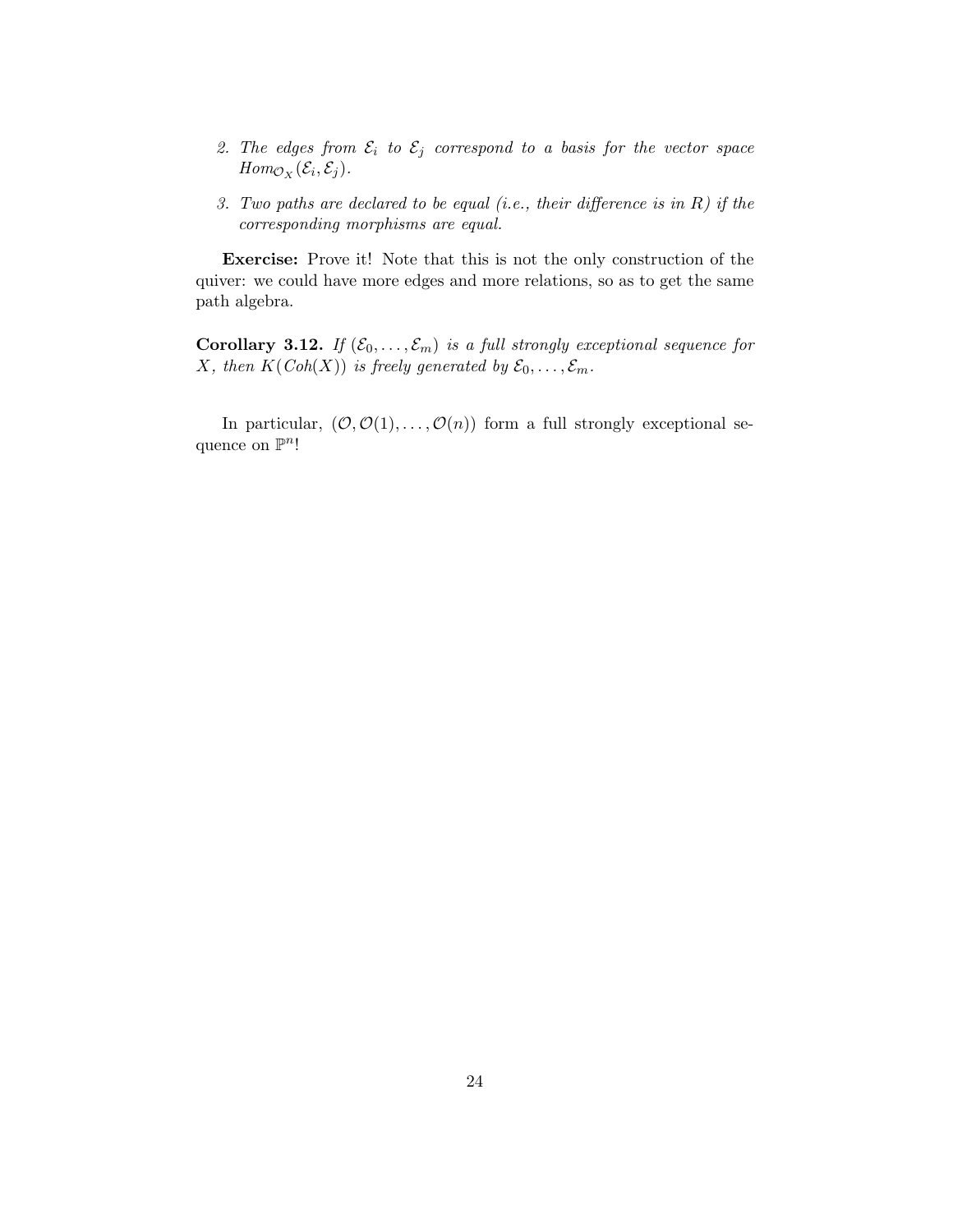2. *The edges from $\mathcal{E}_i$ to $\mathcal{E}_j$ correspond to a basis for the vector space $Hom_{\mathcal{O}_X}(\mathcal{E}_i, \mathcal{E}_j)$.*

3. *Two paths are declared to be equal (i.e., their difference is in $R$) if the corresponding morphisms are equal.*

**Exercise:** Prove it! Note that this is not the only construction of the quiver: we could have more edges and more relations, so as to get the same path algebra.

**Corollary 3.12.** *If $(\mathcal{E}_0, \ldots, \mathcal{E}_m)$ is a full strongly exceptional sequence for $X$, then $K(Coh(X))$ is freely generated by $\mathcal{E}_0, \ldots, \mathcal{E}_m$.*

In particular, $(\mathcal{O}, \mathcal{O}(1), \ldots, \mathcal{O}(n))$ form a full strongly exceptional sequence on $\mathbb{P}^n$!